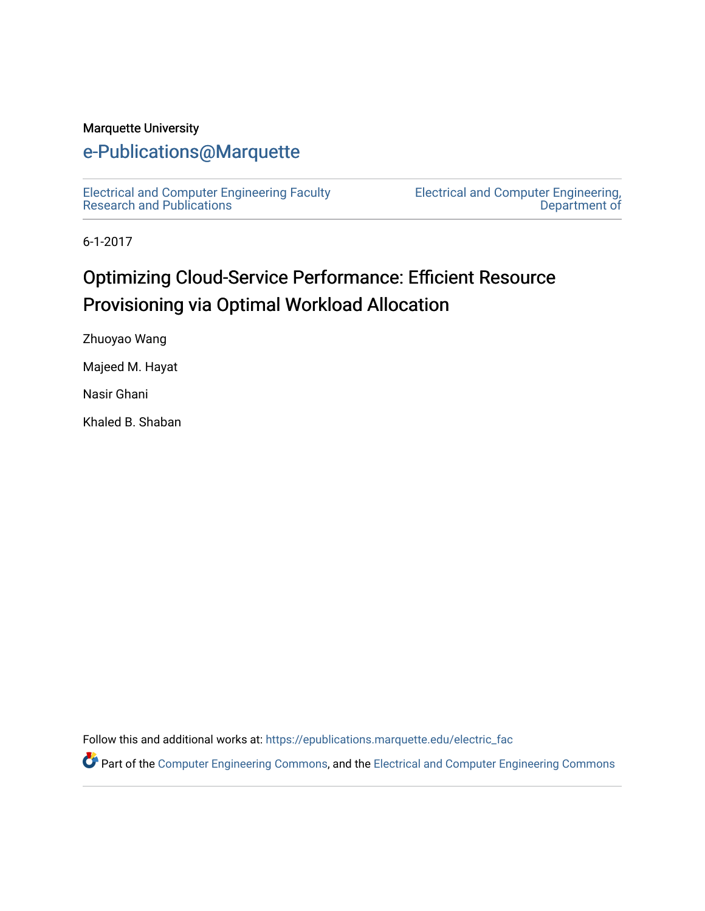Marquette University

# e-Publications@Marquette

Electrical and Computer Engineering Faculty Research and Publications

Electrical and Computer Engineering, Department of

6-1-2017

## Optimizing Cloud-Service Performance: Efficient Resource Provisioning via Optimal Workload Allocation

Zhuoyao Wang

Majeed M. Hayat

Nasir Ghani

Khaled B. Shaban

Follow this and additional works at: https://epublications.marquette.edu/electric_fac

Part of the Computer Engineering Commons, and the Electrical and Computer Engineering Commons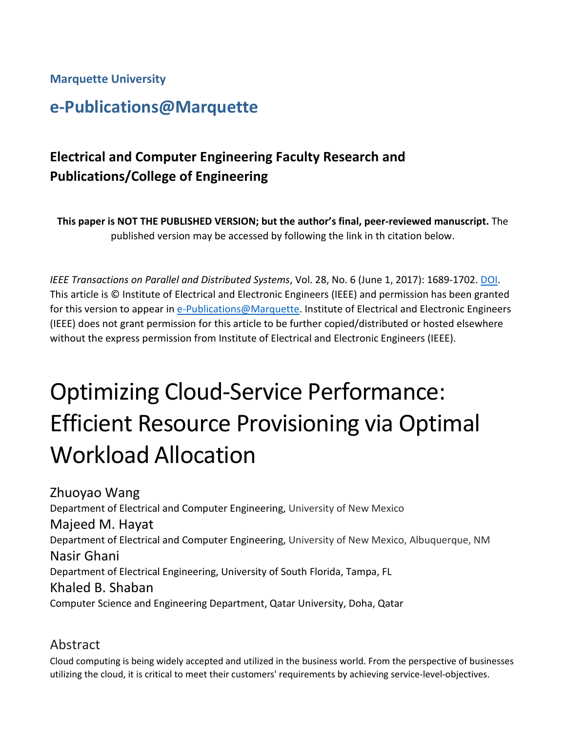**Marquette University**

## e-Publications@Marquette

### Electrical and Computer Engineering Faculty Research and Publications/College of Engineering

**This paper is NOT THE PUBLISHED VERSION; but the author's final, peer-reviewed manuscript.** The published version may be accessed by following the link in th citation below.

*IEEE Transactions on Parallel and Distributed Systems*, Vol. 28, No. 6 (June 1, 2017): 1689-1702. DOI. This article is © Institute of Electrical and Electronic Engineers (IEEE) and permission has been granted for this version to appear in e-Publications@Marquette. Institute of Electrical and Electronic Engineers (IEEE) does not grant permission for this article to be further copied/distributed or hosted elsewhere without the express permission from Institute of Electrical and Electronic Engineers (IEEE).

# Optimizing Cloud-Service Performance: Efficient Resource Provisioning via Optimal Workload Allocation

Zhuoyao Wang
Department of Electrical and Computer Engineering, University of New Mexico

Majeed M. Hayat
Department of Electrical and Computer Engineering, University of New Mexico, Albuquerque, NM

Nasir Ghani
Department of Electrical Engineering, University of South Florida, Tampa, FL

Khaled B. Shaban
Computer Science and Engineering Department, Qatar University, Doha, Qatar

## Abstract

Cloud computing is being widely accepted and utilized in the business world. From the perspective of businesses utilizing the cloud, it is critical to meet their customers' requirements by achieving service-level-objectives.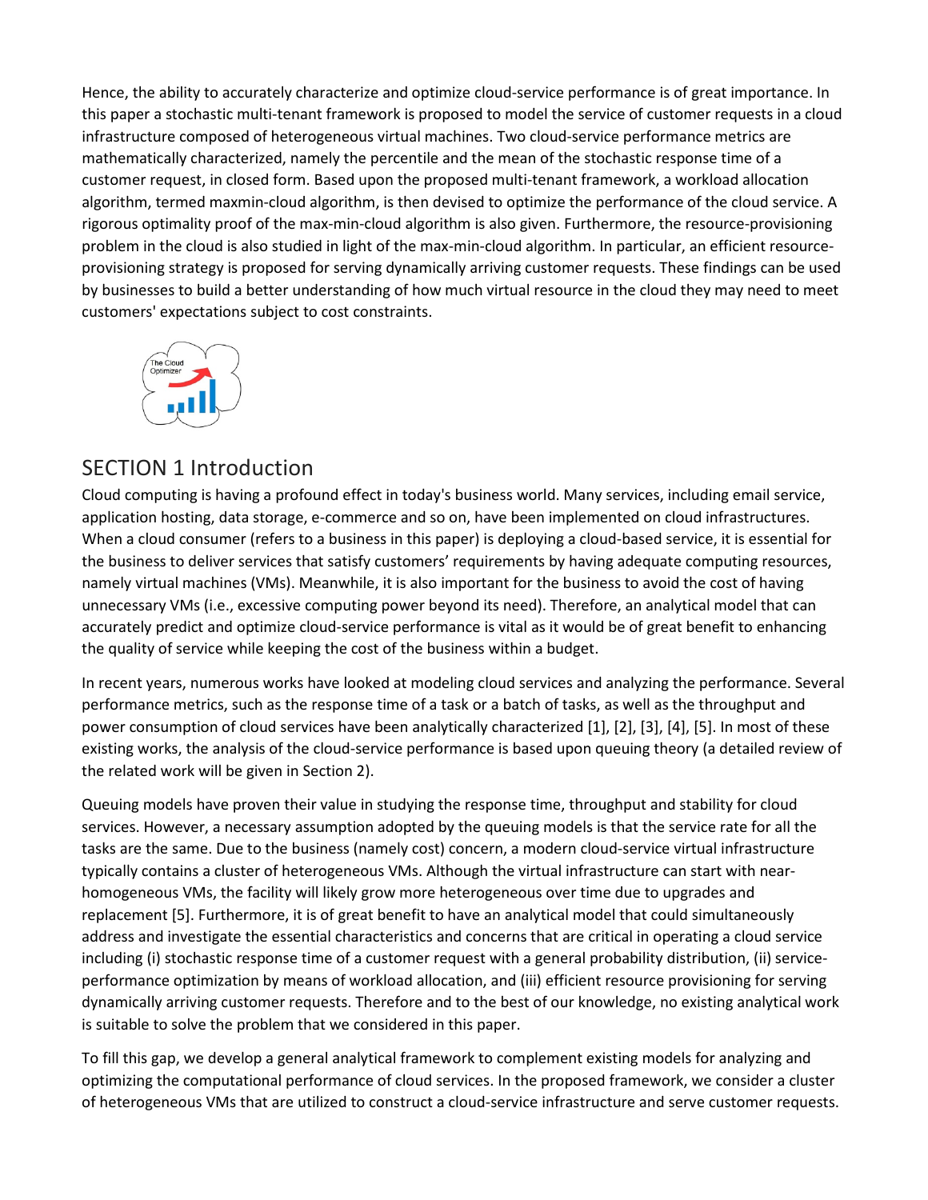Hence, the ability to accurately characterize and optimize cloud-service performance is of great importance. In this paper a stochastic multi-tenant framework is proposed to model the service of customer requests in a cloud infrastructure composed of heterogeneous virtual machines. Two cloud-service performance metrics are mathematically characterized, namely the percentile and the mean of the stochastic response time of a customer request, in closed form. Based upon the proposed multi-tenant framework, a workload allocation algorithm, termed maxmin-cloud algorithm, is then devised to optimize the performance of the cloud service. A rigorous optimality proof of the max-min-cloud algorithm is also given. Furthermore, the resource-provisioning problem in the cloud is also studied in light of the max-min-cloud algorithm. In particular, an efficient resource-provisioning strategy is proposed for serving dynamically arriving customer requests. These findings can be used by businesses to build a better understanding of how much virtual resource in the cloud they may need to meet customers' expectations subject to cost constraints.

## SECTION 1 Introduction

Cloud computing is having a profound effect in today's business world. Many services, including email service, application hosting, data storage, e-commerce and so on, have been implemented on cloud infrastructures. When a cloud consumer (refers to a business in this paper) is deploying a cloud-based service, it is essential for the business to deliver services that satisfy customers' requirements by having adequate computing resources, namely virtual machines (VMs). Meanwhile, it is also important for the business to avoid the cost of having unnecessary VMs (i.e., excessive computing power beyond its need). Therefore, an analytical model that can accurately predict and optimize cloud-service performance is vital as it would be of great benefit to enhancing the quality of service while keeping the cost of the business within a budget.

In recent years, numerous works have looked at modeling cloud services and analyzing the performance. Several performance metrics, such as the response time of a task or a batch of tasks, as well as the throughput and power consumption of cloud services have been analytically characterized [1], [2], [3], [4], [5]. In most of these existing works, the analysis of the cloud-service performance is based upon queuing theory (a detailed review of the related work will be given in Section 2).

Queuing models have proven their value in studying the response time, throughput and stability for cloud services. However, a necessary assumption adopted by the queuing models is that the service rate for all the tasks are the same. Due to the business (namely cost) concern, a modern cloud-service virtual infrastructure typically contains a cluster of heterogeneous VMs. Although the virtual infrastructure can start with near-homogeneous VMs, the facility will likely grow more heterogeneous over time due to upgrades and replacement [5]. Furthermore, it is of great benefit to have an analytical model that could simultaneously address and investigate the essential characteristics and concerns that are critical in operating a cloud service including (i) stochastic response time of a customer request with a general probability distribution, (ii) service-performance optimization by means of workload allocation, and (iii) efficient resource provisioning for serving dynamically arriving customer requests. Therefore and to the best of our knowledge, no existing analytical work is suitable to solve the problem that we considered in this paper.

To fill this gap, we develop a general analytical framework to complement existing models for analyzing and optimizing the computational performance of cloud services. In the proposed framework, we consider a cluster of heterogeneous VMs that are utilized to construct a cloud-service infrastructure and serve customer requests.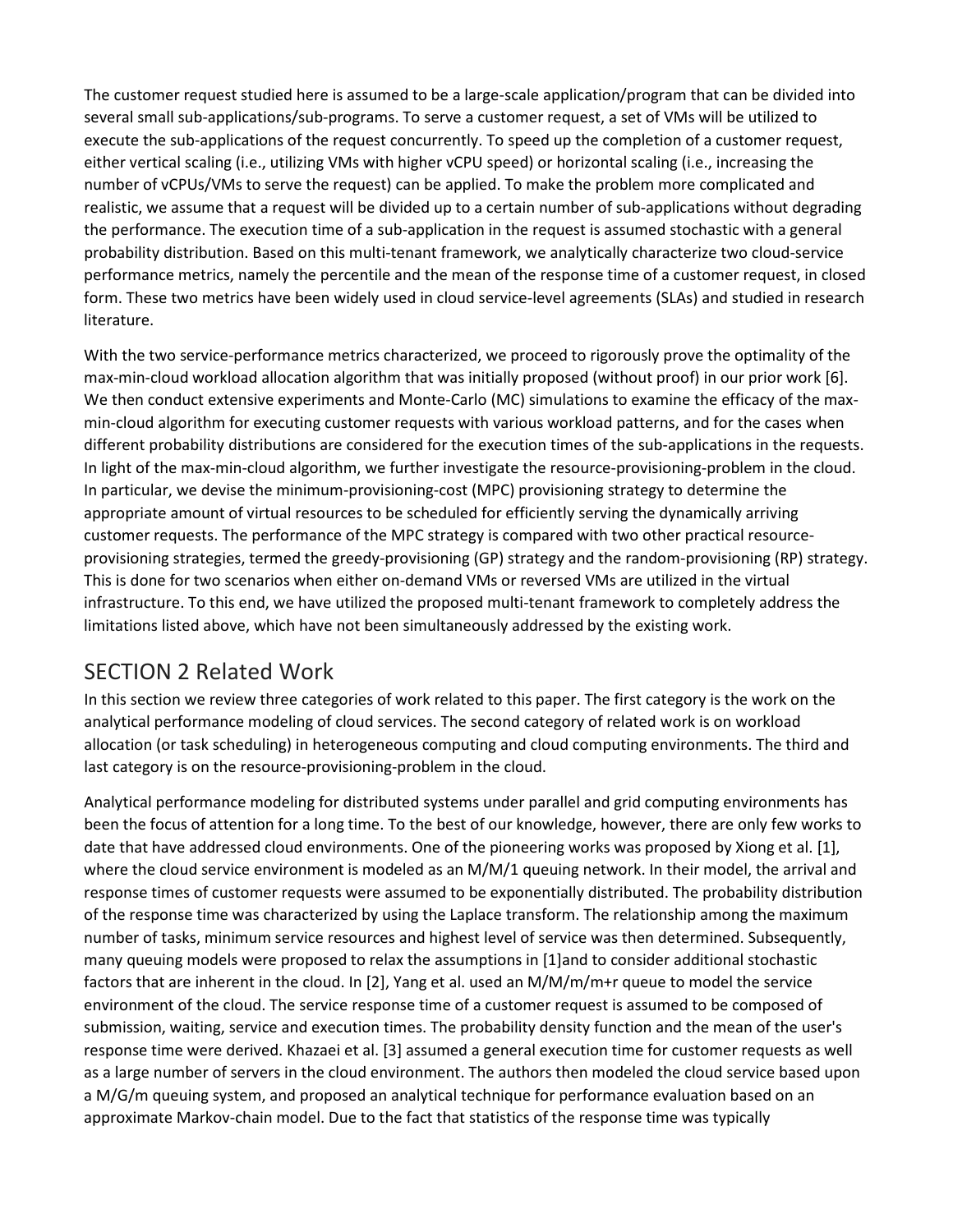The customer request studied here is assumed to be a large-scale application/program that can be divided into several small sub-applications/sub-programs. To serve a customer request, a set of VMs will be utilized to execute the sub-applications of the request concurrently. To speed up the completion of a customer request, either vertical scaling (i.e., utilizing VMs with higher vCPU speed) or horizontal scaling (i.e., increasing the number of vCPUs/VMs to serve the request) can be applied. To make the problem more complicated and realistic, we assume that a request will be divided up to a certain number of sub-applications without degrading the performance. The execution time of a sub-application in the request is assumed stochastic with a general probability distribution. Based on this multi-tenant framework, we analytically characterize two cloud-service performance metrics, namely the percentile and the mean of the response time of a customer request, in closed form. These two metrics have been widely used in cloud service-level agreements (SLAs) and studied in research literature.

With the two service-performance metrics characterized, we proceed to rigorously prove the optimality of the max-min-cloud workload allocation algorithm that was initially proposed (without proof) in our prior work [6]. We then conduct extensive experiments and Monte-Carlo (MC) simulations to examine the efficacy of the max-min-cloud algorithm for executing customer requests with various workload patterns, and for the cases when different probability distributions are considered for the execution times of the sub-applications in the requests. In light of the max-min-cloud algorithm, we further investigate the resource-provisioning-problem in the cloud. In particular, we devise the minimum-provisioning-cost (MPC) provisioning strategy to determine the appropriate amount of virtual resources to be scheduled for efficiently serving the dynamically arriving customer requests. The performance of the MPC strategy is compared with two other practical resource-provisioning strategies, termed the greedy-provisioning (GP) strategy and the random-provisioning (RP) strategy. This is done for two scenarios when either on-demand VMs or reversed VMs are utilized in the virtual infrastructure. To this end, we have utilized the proposed multi-tenant framework to completely address the limitations listed above, which have not been simultaneously addressed by the existing work.

## SECTION 2 Related Work

In this section we review three categories of work related to this paper. The first category is the work on the analytical performance modeling of cloud services. The second category of related work is on workload allocation (or task scheduling) in heterogeneous computing and cloud computing environments. The third and last category is on the resource-provisioning-problem in the cloud.

Analytical performance modeling for distributed systems under parallel and grid computing environments has been the focus of attention for a long time. To the best of our knowledge, however, there are only few works to date that have addressed cloud environments. One of the pioneering works was proposed by Xiong et al. [1], where the cloud service environment is modeled as an M/M/1 queuing network. In their model, the arrival and response times of customer requests were assumed to be exponentially distributed. The probability distribution of the response time was characterized by using the Laplace transform. The relationship among the maximum number of tasks, minimum service resources and highest level of service was then determined. Subsequently, many queuing models were proposed to relax the assumptions in [1]and to consider additional stochastic factors that are inherent in the cloud. In [2], Yang et al. used an M/M/m/m+r queue to model the service environment of the cloud. The service response time of a customer request is assumed to be composed of submission, waiting, service and execution times. The probability density function and the mean of the user's response time were derived. Khazaei et al. [3] assumed a general execution time for customer requests as well as a large number of servers in the cloud environment. The authors then modeled the cloud service based upon a M/G/m queuing system, and proposed an analytical technique for performance evaluation based on an approximate Markov-chain model. Due to the fact that statistics of the response time was typically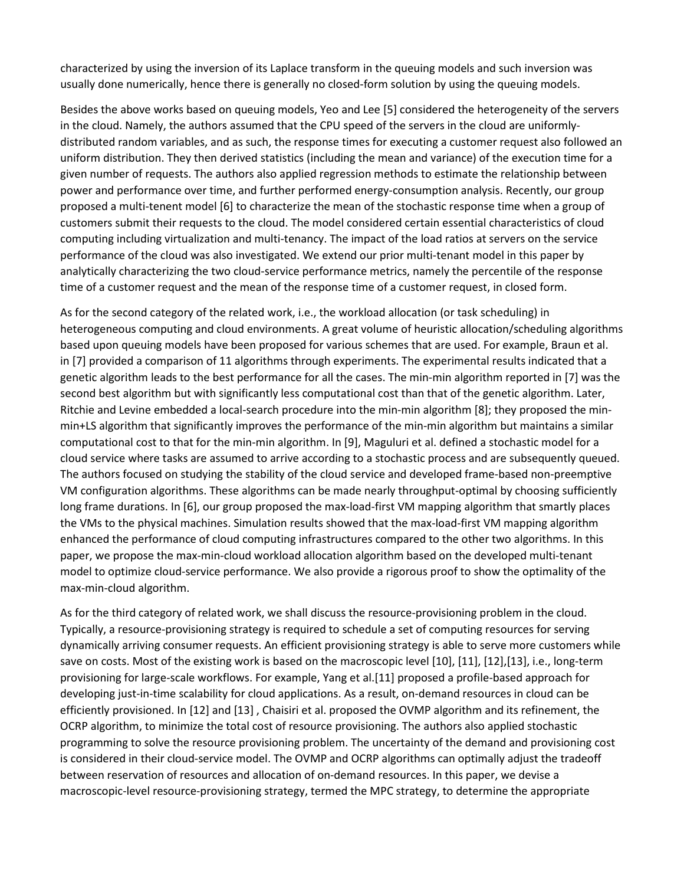characterized by using the inversion of its Laplace transform in the queuing models and such inversion was usually done numerically, hence there is generally no closed-form solution by using the queuing models.

Besides the above works based on queuing models, Yeo and Lee [5] considered the heterogeneity of the servers in the cloud. Namely, the authors assumed that the CPU speed of the servers in the cloud are uniformly-distributed random variables, and as such, the response times for executing a customer request also followed an uniform distribution. They then derived statistics (including the mean and variance) of the execution time for a given number of requests. The authors also applied regression methods to estimate the relationship between power and performance over time, and further performed energy-consumption analysis. Recently, our group proposed a multi-tenent model [6] to characterize the mean of the stochastic response time when a group of customers submit their requests to the cloud. The model considered certain essential characteristics of cloud computing including virtualization and multi-tenancy. The impact of the load ratios at servers on the service performance of the cloud was also investigated. We extend our prior multi-tenant model in this paper by analytically characterizing the two cloud-service performance metrics, namely the percentile of the response time of a customer request and the mean of the response time of a customer request, in closed form.

As for the second category of the related work, i.e., the workload allocation (or task scheduling) in heterogeneous computing and cloud environments. A great volume of heuristic allocation/scheduling algorithms based upon queuing models have been proposed for various schemes that are used. For example, Braun et al. in [7] provided a comparison of 11 algorithms through experiments. The experimental results indicated that a genetic algorithm leads to the best performance for all the cases. The min-min algorithm reported in [7] was the second best algorithm but with significantly less computational cost than that of the genetic algorithm. Later, Ritchie and Levine embedded a local-search procedure into the min-min algorithm [8]; they proposed the min-min+LS algorithm that significantly improves the performance of the min-min algorithm but maintains a similar computational cost to that for the min-min algorithm. In [9], Maguluri et al. defined a stochastic model for a cloud service where tasks are assumed to arrive according to a stochastic process and are subsequently queued. The authors focused on studying the stability of the cloud service and developed frame-based non-preemptive VM configuration algorithms. These algorithms can be made nearly throughput-optimal by choosing sufficiently long frame durations. In [6], our group proposed the max-load-first VM mapping algorithm that smartly places the VMs to the physical machines. Simulation results showed that the max-load-first VM mapping algorithm enhanced the performance of cloud computing infrastructures compared to the other two algorithms. In this paper, we propose the max-min-cloud workload allocation algorithm based on the developed multi-tenant model to optimize cloud-service performance. We also provide a rigorous proof to show the optimality of the max-min-cloud algorithm.

As for the third category of related work, we shall discuss the resource-provisioning problem in the cloud. Typically, a resource-provisioning strategy is required to schedule a set of computing resources for serving dynamically arriving consumer requests. An efficient provisioning strategy is able to serve more customers while save on costs. Most of the existing work is based on the macroscopic level [10], [11], [12],[13], i.e., long-term provisioning for large-scale workflows. For example, Yang et al.[11] proposed a profile-based approach for developing just-in-time scalability for cloud applications. As a result, on-demand resources in cloud can be efficiently provisioned. In [12] and [13] , Chaisiri et al. proposed the OVMP algorithm and its refinement, the OCRP algorithm, to minimize the total cost of resource provisioning. The authors also applied stochastic programming to solve the resource provisioning problem. The uncertainty of the demand and provisioning cost is considered in their cloud-service model. The OVMP and OCRP algorithms can optimally adjust the tradeoff between reservation of resources and allocation of on-demand resources. In this paper, we devise a macroscopic-level resource-provisioning strategy, termed the MPC strategy, to determine the appropriate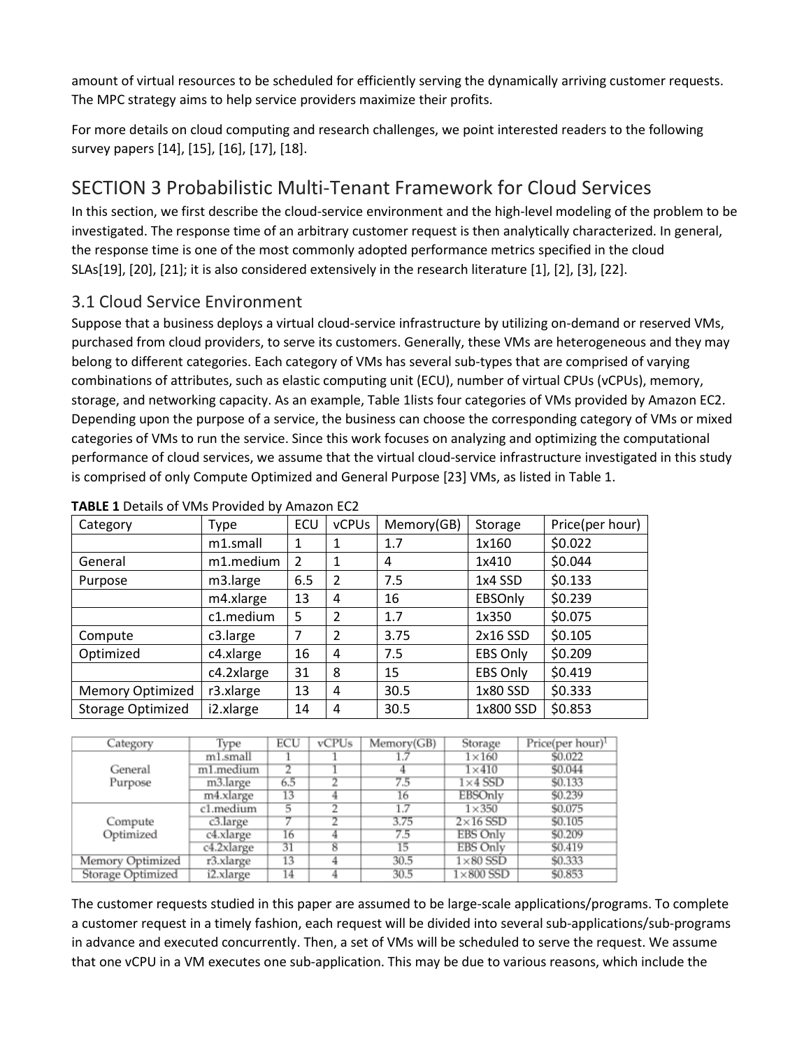amount of virtual resources to be scheduled for efficiently serving the dynamically arriving customer requests. The MPC strategy aims to help service providers maximize their profits.

For more details on cloud computing and research challenges, we point interested readers to the following survey papers [14], [15], [16], [17], [18].

## SECTION 3 Probabilistic Multi-Tenant Framework for Cloud Services

In this section, we first describe the cloud-service environment and the high-level modeling of the problem to be investigated. The response time of an arbitrary customer request is then analytically characterized. In general, the response time is one of the most commonly adopted performance metrics specified in the cloud SLAs[19], [20], [21]; it is also considered extensively in the research literature [1], [2], [3], [22].

### 3.1 Cloud Service Environment

Suppose that a business deploys a virtual cloud-service infrastructure by utilizing on-demand or reserved VMs, purchased from cloud providers, to serve its customers. Generally, these VMs are heterogeneous and they may belong to different categories. Each category of VMs has several sub-types that are comprised of varying combinations of attributes, such as elastic computing unit (ECU), number of virtual CPUs (vCPUs), memory, storage, and networking capacity. As an example, Table 1lists four categories of VMs provided by Amazon EC2. Depending upon the purpose of a service, the business can choose the corresponding category of VMs or mixed categories of VMs to run the service. Since this work focuses on analyzing and optimizing the computational performance of cloud services, we assume that the virtual cloud-service infrastructure investigated in this study is comprised of only Compute Optimized and General Purpose [23] VMs, as listed in Table 1.

**TABLE 1** Details of VMs Provided by Amazon EC2

| Category | Type | ECU | vCPUs | Memory(GB) | Storage | Price(per hour) |
|---|---|---|---|---|---|---|
| | m1.small | 1 | 1 | 1.7 | 1x160 | $0.022 |
| General | m1.medium | 2 | 1 | 4 | 1x410 | $0.044 |
| Purpose | m3.large | 6.5 | 2 | 7.5 | 1x4 SSD | $0.133 |
| | m4.xlarge | 13 | 4 | 16 | EBSOnly | $0.239 |
| | c1.medium | 5 | 2 | 1.7 | 1x350 | $0.075 |
| Compute | c3.large | 7 | 2 | 3.75 | 2x16 SSD | $0.105 |
| Optimized | c4.xlarge | 16 | 4 | 7.5 | EBS Only | $0.209 |
| | c4.2xlarge | 31 | 8 | 15 | EBS Only | $0.419 |
| Memory Optimized | r3.xlarge | 13 | 4 | 30.5 | 1x80 SSD | $0.333 |
| Storage Optimized | i2.xlarge | 14 | 4 | 30.5 | 1x800 SSD | $0.853 |

The customer requests studied in this paper are assumed to be large-scale applications/programs. To complete a customer request in a timely fashion, each request will be divided into several sub-applications/sub-programs in advance and executed concurrently. Then, a set of VMs will be scheduled to serve the request. We assume that one vCPU in a VM executes one sub-application. This may be due to various reasons, which include the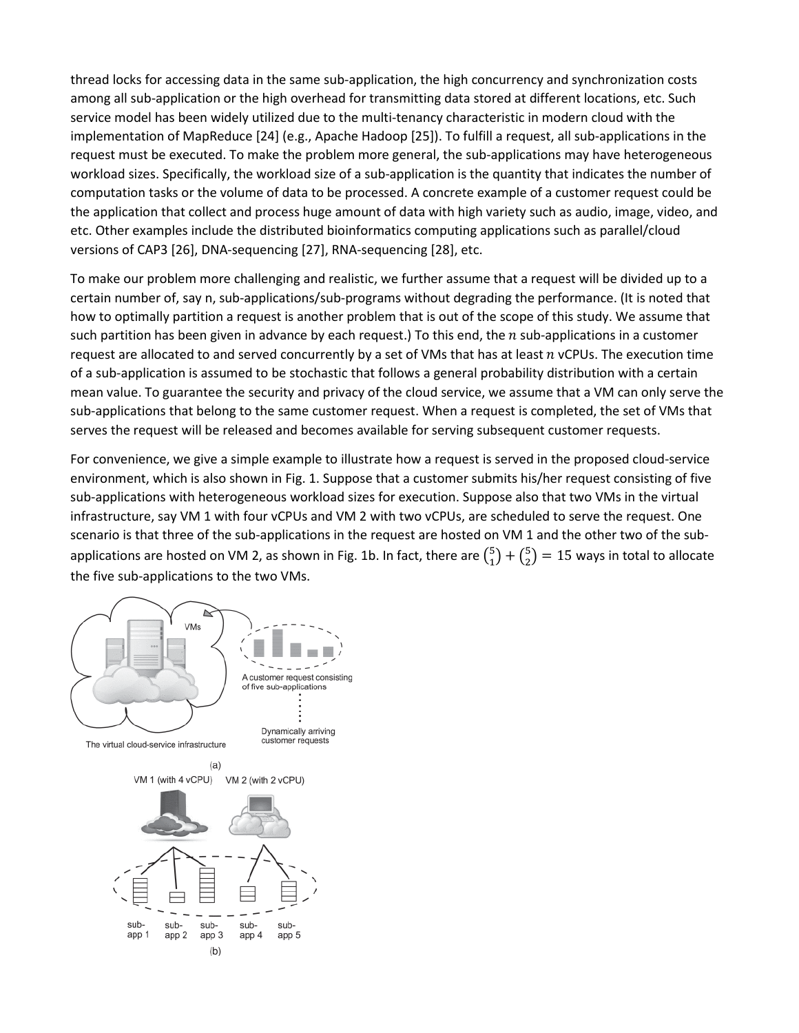thread locks for accessing data in the same sub-application, the high concurrency and synchronization costs among all sub-application or the high overhead for transmitting data stored at different locations, etc. Such service model has been widely utilized due to the multi-tenancy characteristic in modern cloud with the implementation of MapReduce [24] (e.g., Apache Hadoop [25]). To fulfill a request, all sub-applications in the request must be executed. To make the problem more general, the sub-applications may have heterogeneous workload sizes. Specifically, the workload size of a sub-application is the quantity that indicates the number of computation tasks or the volume of data to be processed. A concrete example of a customer request could be the application that collect and process huge amount of data with high variety such as audio, image, video, and etc. Other examples include the distributed bioinformatics computing applications such as parallel/cloud versions of CAP3 [26], DNA-sequencing [27], RNA-sequencing [28], etc.

To make our problem more challenging and realistic, we further assume that a request will be divided up to a certain number of, say n, sub-applications/sub-programs without degrading the performance. (It is noted that how to optimally partition a request is another problem that is out of the scope of this study. We assume that such partition has been given in advance by each request.) To this end, the $n$ sub-applications in a customer request are allocated to and served concurrently by a set of VMs that has at least $n$ vCPUs. The execution time of a sub-application is assumed to be stochastic that follows a general probability distribution with a certain mean value. To guarantee the security and privacy of the cloud service, we assume that a VM can only serve the sub-applications that belong to the same customer request. When a request is completed, the set of VMs that serves the request will be released and becomes available for serving subsequent customer requests.

For convenience, we give a simple example to illustrate how a request is served in the proposed cloud-service environment, which is also shown in Fig. 1. Suppose that a customer submits his/her request consisting of five sub-applications with heterogeneous workload sizes for execution. Suppose also that two VMs in the virtual infrastructure, say VM 1 with four vCPUs and VM 2 with two vCPUs, are scheduled to serve the request. One scenario is that three of the sub-applications in the request are hosted on VM 1 and the other two of the sub-applications are hosted on VM 2, as shown in Fig. 1b. In fact, there are $\binom{5}{1} + \binom{5}{2} = 15$ ways in total to allocate the five sub-applications to the two VMs.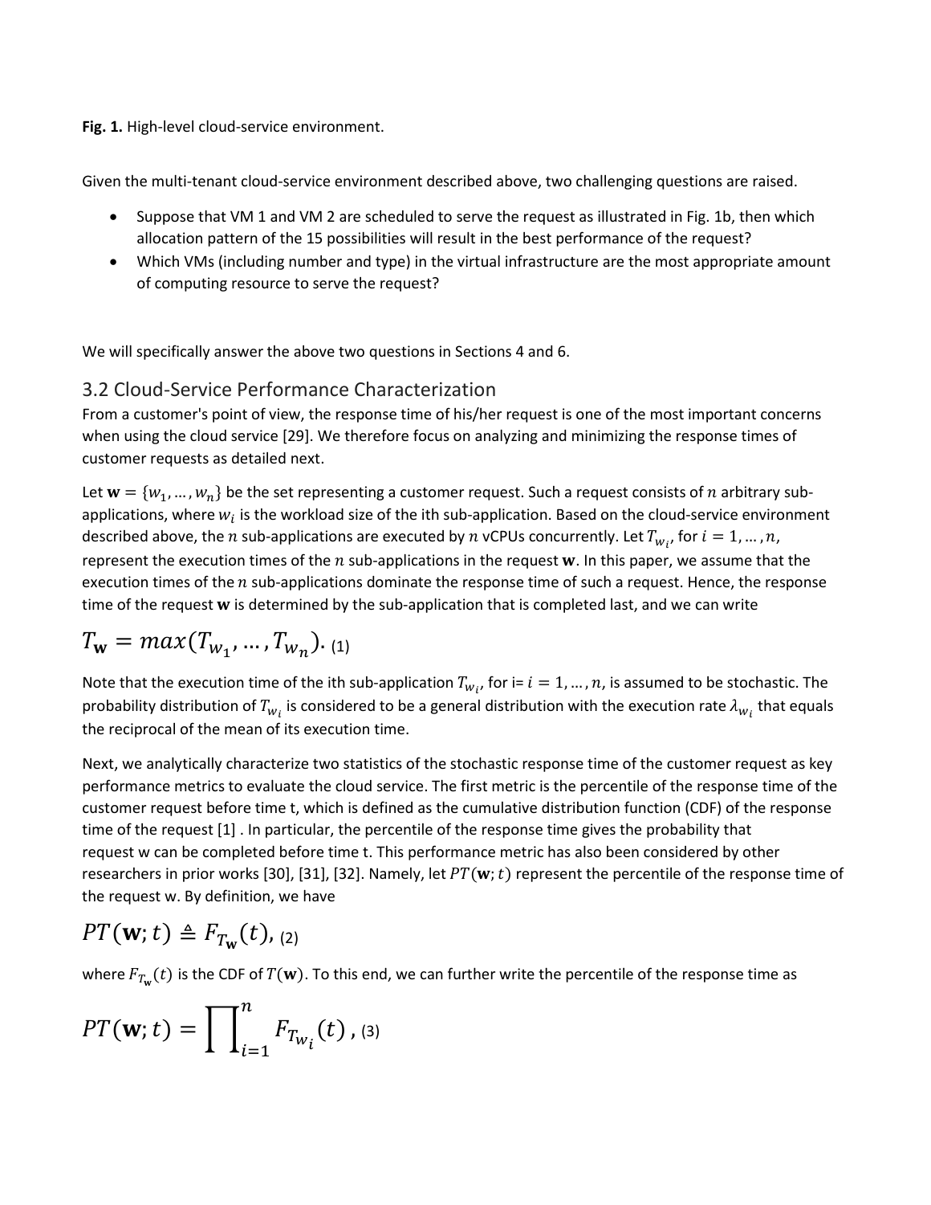**Fig. 1.** High-level cloud-service environment.

Given the multi-tenant cloud-service environment described above, two challenging questions are raised.

- Suppose that VM 1 and VM 2 are scheduled to serve the request as illustrated in Fig. 1b, then which allocation pattern of the 15 possibilities will result in the best performance of the request?
- Which VMs (including number and type) in the virtual infrastructure are the most appropriate amount of computing resource to serve the request?

We will specifically answer the above two questions in Sections 4 and 6.

## 3.2 Cloud-Service Performance Characterization

From a customer's point of view, the response time of his/her request is one of the most important concerns when using the cloud service [29]. We therefore focus on analyzing and minimizing the response times of customer requests as detailed next.

Let $\mathbf{w} = \{w_1, \dots, w_n\}$ be the set representing a customer request. Such a request consists of $n$ arbitrary sub-applications, where $w_i$ is the workload size of the ith sub-application. Based on the cloud-service environment described above, the $n$ sub-applications are executed by $n$ vCPUs concurrently. Let $T_{w_i}$, for $i = 1, \dots, n$, represent the execution times of the $n$ sub-applications in the request $\mathbf{w}$. In this paper, we assume that the execution times of the $n$ sub-applications dominate the response time of such a request. Hence, the response time of the request $\mathbf{w}$ is determined by the sub-application that is completed last, and we can write

$$T_{\mathbf{w}} = max(T_{w_1}, \dots, T_{w_n}). \quad (1)$$

Note that the execution time of the ith sub-application $T_{w_i}$, for i= $i = 1, \dots, n$, is assumed to be stochastic. The probability distribution of $T_{w_i}$ is considered to be a general distribution with the execution rate $\lambda_{w_i}$ that equals the reciprocal of the mean of its execution time.

Next, we analytically characterize two statistics of the stochastic response time of the customer request as key performance metrics to evaluate the cloud service. The first metric is the percentile of the response time of the customer request before time t, which is defined as the cumulative distribution function (CDF) of the response time of the request [1] . In particular, the percentile of the response time gives the probability that request w can be completed before time t. This performance metric has also been considered by other researchers in prior works [30], [31], [32]. Namely, let $PT(\mathbf{w}; t)$ represent the percentile of the response time of the request w. By definition, we have

$$PT(\mathbf{w}; t) \triangleq F_{T_{\mathbf{w}}}(t), \quad (2)$$

where $F_{T_{\mathbf{w}}}(t)$ is the CDF of $T(\mathbf{w})$. To this end, we can further write the percentile of the response time as

$$PT(\mathbf{w}; t) = \prod_{i=1}^{n} F_{T_{w_i}}(t), \quad (3)$$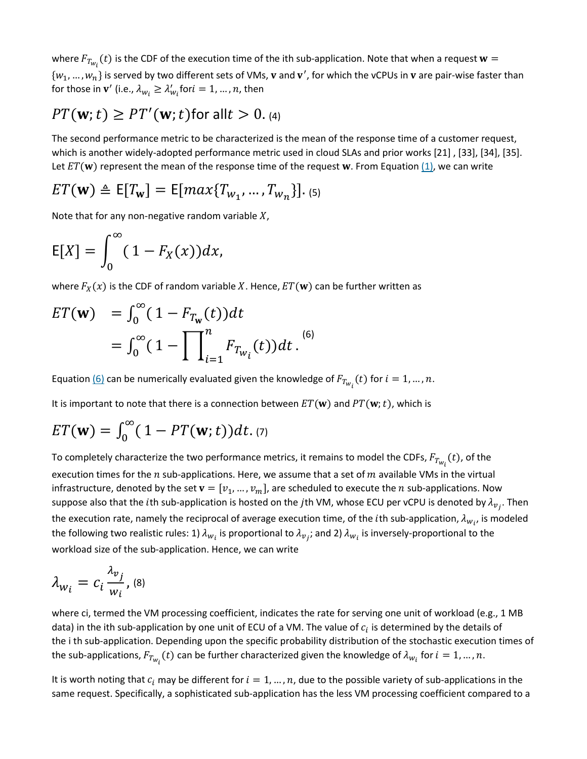where $F_{T_{w_i}}(t)$ is the CDF of the execution time of the ith sub-application. Note that when a request $\mathbf{w} = \{w_1, \ldots, w_n\}$ is served by two different sets of VMs, $\mathbf{v}$ and $\mathbf{v}'$, for which the vCPUs in $\mathbf{v}$ are pair-wise faster than for those in $\mathbf{v}'$ (i.e., $\lambda_{w_i} \geq \lambda'_{w_i}$ for $i = 1, \ldots, n$, then

$$PT(\mathbf{w}; t) \geq PT'(\mathbf{w}; t) \text{ for all } t > 0. \quad (4)$$

The second performance metric to be characterized is the mean of the response time of a customer request, which is another widely-adopted performance metric used in cloud SLAs and prior works [21] , [33], [34], [35]. Let $ET(\mathbf{w})$ represent the mean of the response time of the request $\mathbf{w}$. From Equation (1), we can write

$$ET(\mathbf{w}) \triangleq \mathsf{E}[T_{\mathbf{w}}] = \mathsf{E}[max\{T_{w_1}, \ldots, T_{w_n}\}]. \quad (5)$$

Note that for any non-negative random variable $X$,

$$\mathsf{E}[X] = \int_0^\infty (1 - F_X(x))dx,$$

where $F_X(x)$ is the CDF of random variable $X$. Hence, $ET(\mathbf{w})$ can be further written as

$$\begin{aligned} ET(\mathbf{w}) &= \int_0^\infty (1 - F_{T_{\mathbf{w}}}(t))dt \\ &= \int_0^\infty (1 - \prod_{i=1}^{n} F_{T_{w_i}}(t))dt. \end{aligned} \quad (6)$$

Equation (6) can be numerically evaluated given the knowledge of $F_{T_{w_i}}(t)$ for $i = 1, \ldots, n$.

It is important to note that there is a connection between $ET(\mathbf{w})$ and $PT(\mathbf{w}; t)$, which is

$$ET(\mathbf{w}) = \int_0^\infty (1 - PT(\mathbf{w}; t))dt. \quad (7)$$

To completely characterize the two performance metrics, it remains to model the CDFs, $F_{T_{w_i}}(t)$, of the execution times for the $n$ sub-applications. Here, we assume that a set of $m$ available VMs in the virtual infrastructure, denoted by the set $\mathbf{v} = [v_1, \ldots, v_m]$, are scheduled to execute the $n$ sub-applications. Now suppose also that the $i$th sub-application is hosted on the $j$th VM, whose ECU per vCPU is denoted by $\lambda_{v_j}$. Then the execution rate, namely the reciprocal of average execution time, of the $i$th sub-application, $\lambda_{w_i}$, is modeled the following two realistic rules: 1) $\lambda_{w_i}$ is proportional to $\lambda_{v_j}$; and 2) $\lambda_{w_i}$ is inversely-proportional to the workload size of the sub-application. Hence, we can write

$$\lambda_{w_i} = c_i \frac{\lambda_{v_j}}{w_i}, \quad (8)$$

where ci, termed the VM processing coefficient, indicates the rate for serving one unit of workload (e.g., 1 MB data) in the ith sub-application by one unit of ECU of a VM. The value of $c_i$ is determined by the details of the i th sub-application. Depending upon the specific probability distribution of the stochastic execution times of the sub-applications, $F_{T_{w_i}}(t)$ can be further characterized given the knowledge of $\lambda_{w_i}$ for $i = 1, \ldots, n$.

It is worth noting that $c_i$ may be different for $i = 1, \ldots, n$, due to the possible variety of sub-applications in the same request. Specifically, a sophisticated sub-application has the less VM processing coefficient compared to a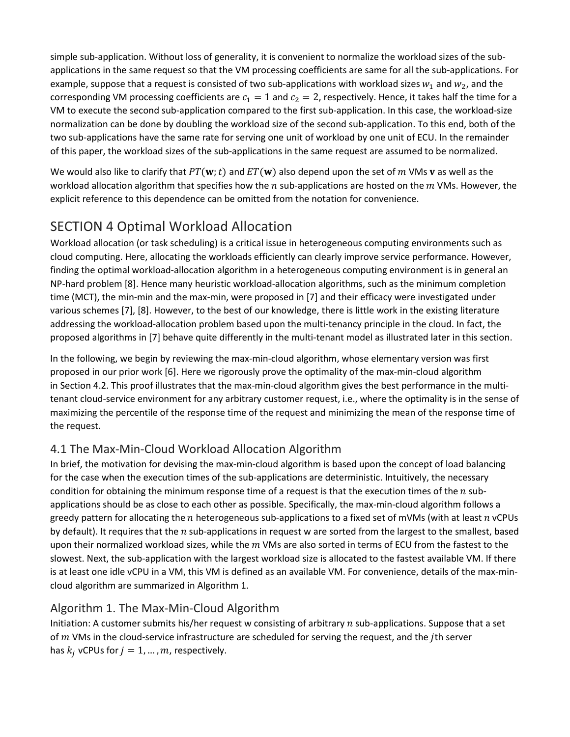simple sub-application. Without loss of generality, it is convenient to normalize the workload sizes of the sub-applications in the same request so that the VM processing coefficients are same for all the sub-applications. For example, suppose that a request is consisted of two sub-applications with workload sizes $w_1$ and $w_2$, and the corresponding VM processing coefficients are $c_1 = 1$ and $c_2 = 2$, respectively. Hence, it takes half the time for a VM to execute the second sub-application compared to the first sub-application. In this case, the workload-size normalization can be done by doubling the workload size of the second sub-application. To this end, both of the two sub-applications have the same rate for serving one unit of workload by one unit of ECU. In the remainder of this paper, the workload sizes of the sub-applications in the same request are assumed to be normalized.

We would also like to clarify that $PT(\mathbf{w}; t)$ and $ET(\mathbf{w})$ also depend upon the set of $m$ VMs $\mathbf{v}$ as well as the workload allocation algorithm that specifies how the $n$ sub-applications are hosted on the $m$ VMs. However, the explicit reference to this dependence can be omitted from the notation for convenience.

## SECTION 4 Optimal Workload Allocation

Workload allocation (or task scheduling) is a critical issue in heterogeneous computing environments such as cloud computing. Here, allocating the workloads efficiently can clearly improve service performance. However, finding the optimal workload-allocation algorithm in a heterogeneous computing environment is in general an NP-hard problem [8]. Hence many heuristic workload-allocation algorithms, such as the minimum completion time (MCT), the min-min and the max-min, were proposed in [7] and their efficacy were investigated under various schemes [7], [8]. However, to the best of our knowledge, there is little work in the existing literature addressing the workload-allocation problem based upon the multi-tenancy principle in the cloud. In fact, the proposed algorithms in [7] behave quite differently in the multi-tenant model as illustrated later in this section.

In the following, we begin by reviewing the max-min-cloud algorithm, whose elementary version was first proposed in our prior work [6]. Here we rigorously prove the optimality of the max-min-cloud algorithm in Section 4.2. This proof illustrates that the max-min-cloud algorithm gives the best performance in the multi-tenant cloud-service environment for any arbitrary customer request, i.e., where the optimality is in the sense of maximizing the percentile of the response time of the request and minimizing the mean of the response time of the request.

### 4.1 The Max-Min-Cloud Workload Allocation Algorithm

In brief, the motivation for devising the max-min-cloud algorithm is based upon the concept of load balancing for the case when the execution times of the sub-applications are deterministic. Intuitively, the necessary condition for obtaining the minimum response time of a request is that the execution times of the $n$ sub-applications should be as close to each other as possible. Specifically, the max-min-cloud algorithm follows a greedy pattern for allocating the $n$ heterogeneous sub-applications to a fixed set of mVMs (with at least $n$ vCPUs by default). It requires that the $n$ sub-applications in request w are sorted from the largest to the smallest, based upon their normalized workload sizes, while the $m$ VMs are also sorted in terms of ECU from the fastest to the slowest. Next, the sub-application with the largest workload size is allocated to the fastest available VM. If there is at least one idle vCPU in a VM, this VM is defined as an available VM. For convenience, details of the max-min-cloud algorithm are summarized in Algorithm 1.

### Algorithm 1. The Max-Min-Cloud Algorithm

Initiation: A customer submits his/her request w consisting of arbitrary $n$ sub-applications. Suppose that a set of $m$ VMs in the cloud-service infrastructure are scheduled for serving the request, and the $j$th server has $k_j$ vCPUs for $j = 1, \dots, m$, respectively.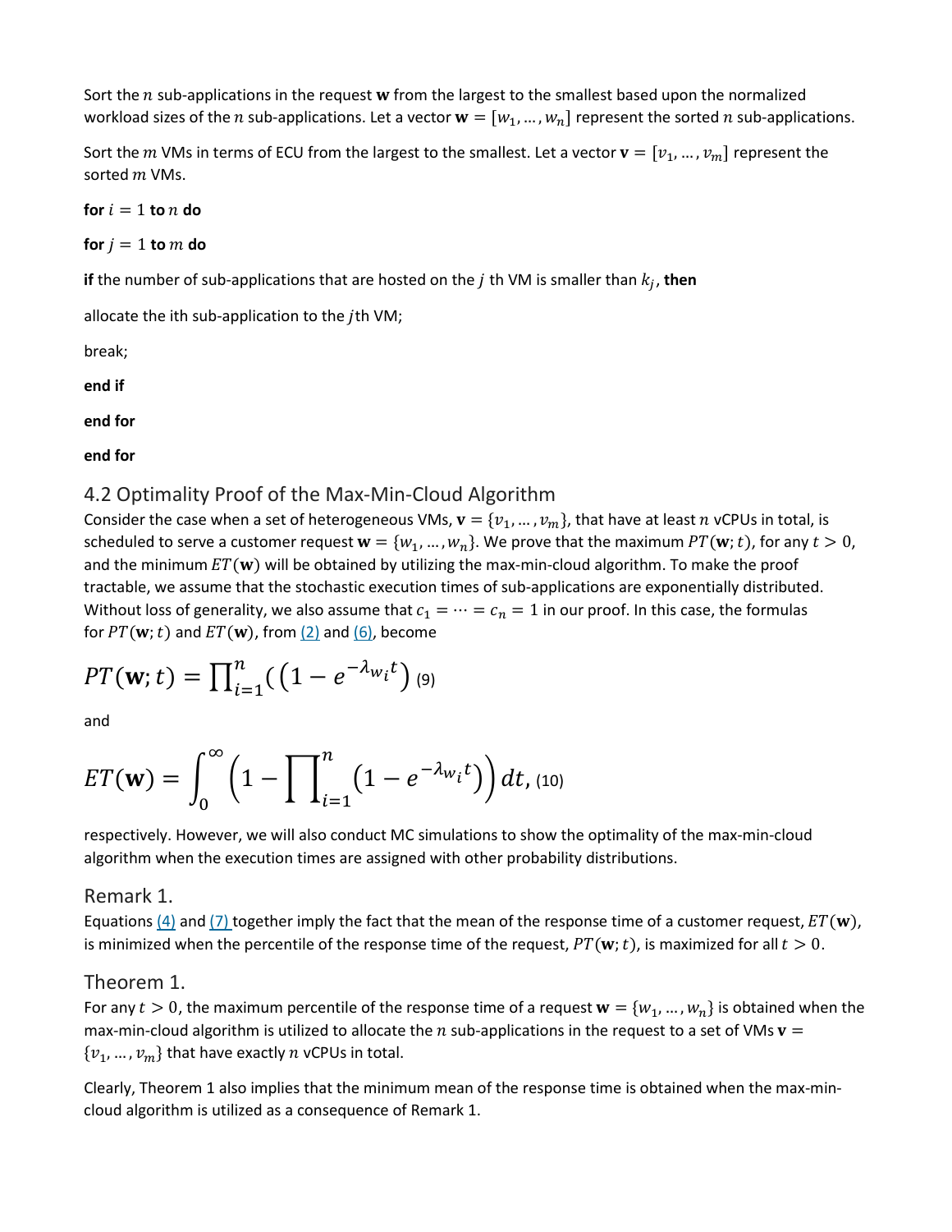Sort the $n$ sub-applications in the request $\mathbf{w}$ from the largest to the smallest based upon the normalized workload sizes of the $n$ sub-applications. Let a vector $\mathbf{w} = [w_1, \ldots, w_n]$ represent the sorted $n$ sub-applications.

Sort the $m$ VMs in terms of ECU from the largest to the smallest. Let a vector $\mathbf{v} = [v_1, \ldots, v_m]$ represent the sorted $m$ VMs.

**for** $i = 1$ **to** $n$ **do**

**for** $j = 1$ **to** $m$ **do**

**if** the number of sub-applications that are hosted on the $j$ th VM is smaller than $k_j$, **then**

allocate the ith sub-application to the $j$th VM;

break;

**end if**

**end for**

**end for**

## 4.2 Optimality Proof of the Max-Min-Cloud Algorithm

Consider the case when a set of heterogeneous VMs, $\mathbf{v} = \{v_1, \ldots, v_m\}$, that have at least $n$ vCPUs in total, is scheduled to serve a customer request $\mathbf{w} = \{w_1, \ldots, w_n\}$. We prove that the maximum $PT(\mathbf{w}; t)$, for any $t > 0$, and the minimum $ET(\mathbf{w})$ will be obtained by utilizing the max-min-cloud algorithm. To make the proof tractable, we assume that the stochastic execution times of sub-applications are exponentially distributed. Without loss of generality, we also assume that $c_1 = \cdots = c_n = 1$ in our proof. In this case, the formulas for $PT(\mathbf{w}; t)$ and $ET(\mathbf{w})$, from (2) and (6), become

$$PT(\mathbf{w}; t) = \prod_{i=1}^{n} \left( \left(1 - e^{-\lambda_{w_i} t}\right) \right. \quad (9)$$

and

$$ET(\mathbf{w}) = \int_0^{\infty} \left(1 - \prod_{i=1}^{n} \left(1 - e^{-\lambda_{w_i} t}\right)\right) dt, \quad (10)$$

respectively. However, we will also conduct MC simulations to show the optimality of the max-min-cloud algorithm when the execution times are assigned with other probability distributions.

### Remark 1.

Equations (4) and (7) together imply the fact that the mean of the response time of a customer request, $ET(\mathbf{w})$, is minimized when the percentile of the response time of the request, $PT(\mathbf{w}; t)$, is maximized for all $t > 0$.

### Theorem 1.

For any $t > 0$, the maximum percentile of the response time of a request $\mathbf{w} = \{w_1, \ldots, w_n\}$ is obtained when the max-min-cloud algorithm is utilized to allocate the $n$ sub-applications in the request to a set of VMs $\mathbf{v} = \{v_1, \ldots, v_m\}$ that have exactly $n$ vCPUs in total.

Clearly, Theorem 1 also implies that the minimum mean of the response time is obtained when the max-min-cloud algorithm is utilized as a consequence of Remark 1.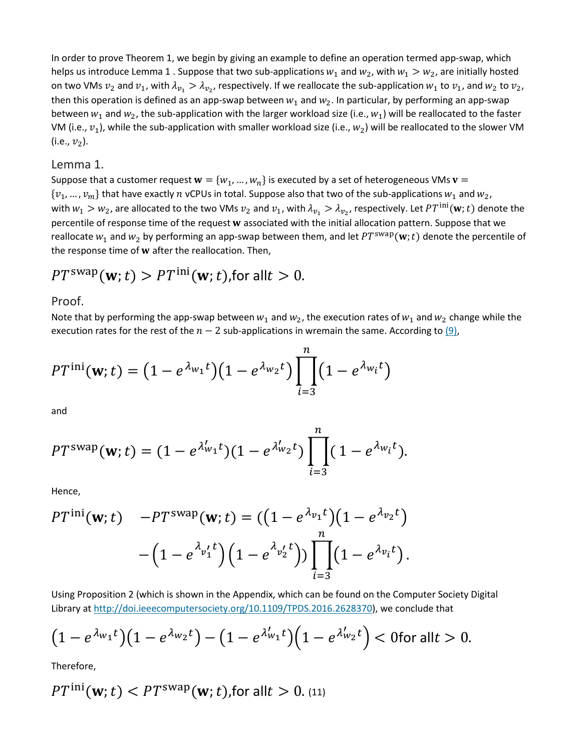In order to prove Theorem 1, we begin by giving an example to define an operation termed app-swap, which helps us introduce Lemma 1 . Suppose that two sub-applications $w_1$ and $w_2$, with $w_1 > w_2$, are initially hosted on two VMs $v_2$ and $v_1$, with $\lambda_{v_1} > \lambda_{v_2}$, respectively. If we reallocate the sub-application $w_1$ to $v_1$, and $w_2$ to $v_2$, then this operation is defined as an app-swap between $w_1$ and $w_2$. In particular, by performing an app-swap between $w_1$ and $w_2$, the sub-application with the larger workload size (i.e., $w_1$) will be reallocated to the faster VM (i.e., $v_1$), while the sub-application with smaller workload size (i.e., $w_2$) will be reallocated to the slower VM (i.e., $v_2$).

### Lemma 1.

Suppose that a customer request $\mathbf{w} = \{w_1, \ldots, w_n\}$ is executed by a set of heterogeneous VMs $\mathbf{v} = \{v_1, \ldots, v_m\}$ that have exactly $n$ vCPUs in total. Suppose also that two of the sub-applications $w_1$ and $w_2$, with $w_1 > w_2$, are allocated to the two VMs $v_2$ and $v_1$, with $\lambda_{v_1} > \lambda_{v_2}$, respectively. Let $PT^{\text{ini}}(\mathbf{w};t)$ denote the percentile of response time of the request $\mathbf{w}$ associated with the initial allocation pattern. Suppose that we reallocate $w_1$ and $w_2$ by performing an app-swap between them, and let $PT^{\text{swap}}(\mathbf{w};t)$ denote the percentile of the response time of $\mathbf{w}$ after the reallocation. Then,

$$PT^{\text{swap}}(\mathbf{w};t) > PT^{\text{ini}}(\mathbf{w};t), \text{for all} t > 0.$$

### Proof.

Note that by performing the app-swap between $w_1$ and $w_2$, the execution rates of $w_1$ and $w_2$ change while the execution rates for the rest of the $n-2$ sub-applications in wremain the same. According to (9),

$$PT^{\text{ini}}(\mathbf{w};t) = \left(1 - e^{\lambda_{w_1} t}\right)\left(1 - e^{\lambda_{w_2} t}\right)\prod_{i=3}^{n}\left(1 - e^{\lambda_{w_i} t}\right)$$

and

$$PT^{\text{swap}}(\mathbf{w};t) = (1 - e^{\lambda'_{w_1} t})(1 - e^{\lambda'_{w_2} t})\prod_{i=3}^{n}(1 - e^{\lambda_{w_i} t}).$$

Hence,

$$PT^{\text{ini}}(\mathbf{w};t) \quad - PT^{\text{swap}}(\mathbf{w};t) = (\left(1 - e^{\lambda_{v_1} t}\right)\left(1 - e^{\lambda_{v_2} t}\right) - \left(1 - e^{\lambda_{v_1'} t}\right)\left(1 - e^{\lambda_{v_2'} t}\right))\prod_{i=3}^{n}\left(1 - e^{\lambda_{v_i} t}\right).$$

Using Proposition 2 (which is shown in the Appendix, which can be found on the Computer Society Digital Library at http://doi.ieeecomputersociety.org/10.1109/TPDS.2016.2628370), we conclude that

$$\left(1 - e^{\lambda_{w_1} t}\right)\left(1 - e^{\lambda_{w_2} t}\right) - \left(1 - e^{\lambda'_{w_1} t}\right)\left(1 - e^{\lambda'_{w_2} t}\right) < 0 \text{for all} t > 0.$$

Therefore,

$$PT^{\text{ini}}(\mathbf{w};t) < PT^{\text{swap}}(\mathbf{w};t), \text{for all} t > 0. \quad (11)$$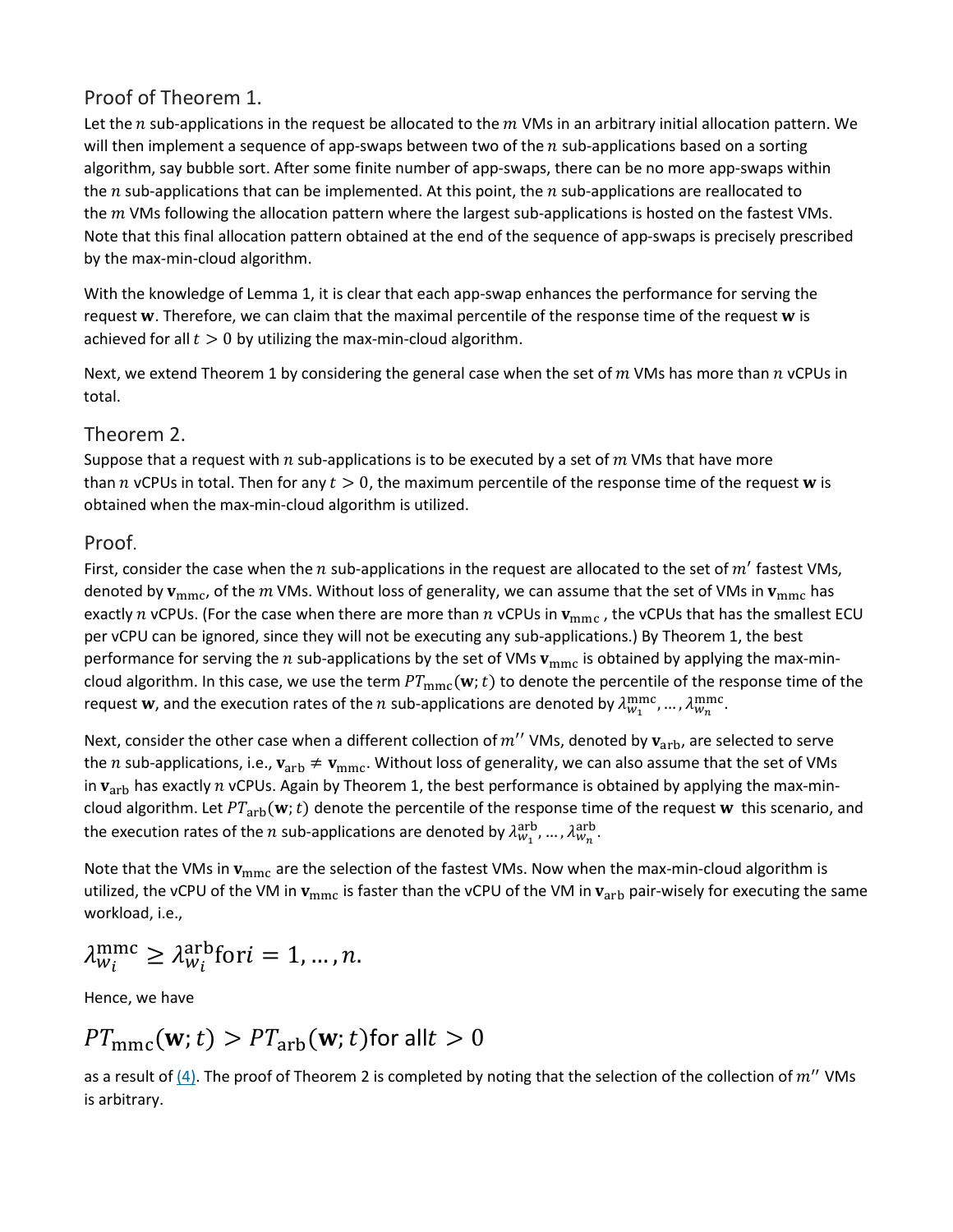## Proof of Theorem 1.

Let the $n$ sub-applications in the request be allocated to the $m$ VMs in an arbitrary initial allocation pattern. We will then implement a sequence of app-swaps between two of the $n$ sub-applications based on a sorting algorithm, say bubble sort. After some finite number of app-swaps, there can be no more app-swaps within the $n$ sub-applications that can be implemented. At this point, the $n$ sub-applications are reallocated to the $m$ VMs following the allocation pattern where the largest sub-applications is hosted on the fastest VMs. Note that this final allocation pattern obtained at the end of the sequence of app-swaps is precisely prescribed by the max-min-cloud algorithm.

With the knowledge of Lemma 1, it is clear that each app-swap enhances the performance for serving the request $\mathbf{w}$. Therefore, we can claim that the maximal percentile of the response time of the request $\mathbf{w}$ is achieved for all $t > 0$ by utilizing the max-min-cloud algorithm.

Next, we extend Theorem 1 by considering the general case when the set of $m$ VMs has more than $n$ vCPUs in total.

## Theorem 2.

Suppose that a request with $n$ sub-applications is to be executed by a set of $m$ VMs that have more than $n$ vCPUs in total. Then for any $t > 0$, the maximum percentile of the response time of the request $\mathbf{w}$ is obtained when the max-min-cloud algorithm is utilized.

## Proof.

First, consider the case when the $n$ sub-applications in the request are allocated to the set of $m'$ fastest VMs, denoted by $\mathbf{v}_{\text{mmc}}$, of the $m$ VMs. Without loss of generality, we can assume that the set of VMs in $\mathbf{v}_{\text{mmc}}$ has exactly $n$ vCPUs. (For the case when there are more than $n$ vCPUs in $\mathbf{v}_{\text{mmc}}$ , the vCPUs that has the smallest ECU per vCPU can be ignored, since they will not be executing any sub-applications.) By Theorem 1, the best performance for serving the $n$ sub-applications by the set of VMs $\mathbf{v}_{\text{mmc}}$ is obtained by applying the max-min-cloud algorithm. In this case, we use the term $PT_{\text{mmc}}(\mathbf{w}; t)$ to denote the percentile of the response time of the request $\mathbf{w}$, and the execution rates of the $n$ sub-applications are denoted by $\lambda_{w_1}^{\text{mmc}}, \ldots, \lambda_{w_n}^{\text{mmc}}$.

Next, consider the other case when a different collection of $m''$ VMs, denoted by $\mathbf{v}_{\text{arb}}$, are selected to serve the $n$ sub-applications, i.e., $\mathbf{v}_{\text{arb}} \neq \mathbf{v}_{\text{mmc}}$. Without loss of generality, we can also assume that the set of VMs in $\mathbf{v}_{\text{arb}}$ has exactly $n$ vCPUs. Again by Theorem 1, the best performance is obtained by applying the max-min-cloud algorithm. Let $PT_{\text{arb}}(\mathbf{w}; t)$ denote the percentile of the response time of the request $\mathbf{w}$ this scenario, and the execution rates of the $n$ sub-applications are denoted by $\lambda_{w_1}^{\text{arb}}, \ldots, \lambda_{w_n}^{\text{arb}}$.

Note that the VMs in $\mathbf{v}_{\text{mmc}}$ are the selection of the fastest VMs. Now when the max-min-cloud algorithm is utilized, the vCPU of the VM in $\mathbf{v}_{\text{mmc}}$ is faster than the vCPU of the VM in $\mathbf{v}_{\text{arb}}$ pair-wisely for executing the same workload, i.e.,

$$\lambda_{w_i}^{\text{mmc}} \geq \lambda_{w_i}^{\text{arb}} \text{ for } i = 1, \ldots, n.$$

Hence, we have

$$PT_{\text{mmc}}(\mathbf{w}; t) > PT_{\text{arb}}(\mathbf{w}; t) \text{ for all } t > 0$$

as a result of (4). The proof of Theorem 2 is completed by noting that the selection of the collection of $m''$ VMs is arbitrary.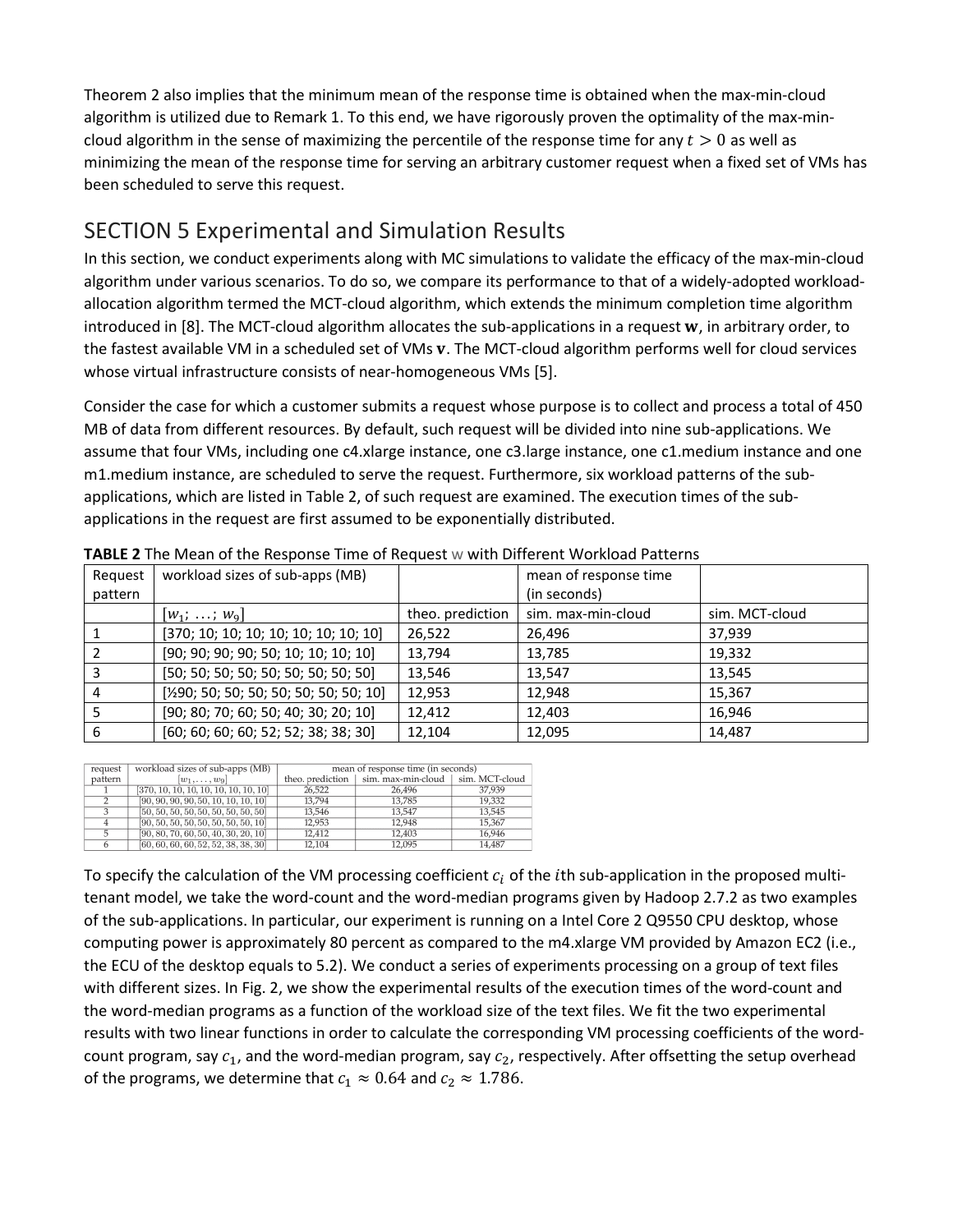Theorem 2 also implies that the minimum mean of the response time is obtained when the max-min-cloud algorithm is utilized due to Remark 1. To this end, we have rigorously proven the optimality of the max-min-cloud algorithm in the sense of maximizing the percentile of the response time for any $t > 0$ as well as minimizing the mean of the response time for serving an arbitrary customer request when a fixed set of VMs has been scheduled to serve this request.

## SECTION 5 Experimental and Simulation Results

In this section, we conduct experiments along with MC simulations to validate the efficacy of the max-min-cloud algorithm under various scenarios. To do so, we compare its performance to that of a widely-adopted workload-allocation algorithm termed the MCT-cloud algorithm, which extends the minimum completion time algorithm introduced in [8]. The MCT-cloud algorithm allocates the sub-applications in a request $\mathbf{w}$, in arbitrary order, to the fastest available VM in a scheduled set of VMs $\mathbf{v}$. The MCT-cloud algorithm performs well for cloud services whose virtual infrastructure consists of near-homogeneous VMs [5].

Consider the case for which a customer submits a request whose purpose is to collect and process a total of 450 MB of data from different resources. By default, such request will be divided into nine sub-applications. We assume that four VMs, including one c4.xlarge instance, one c3.large instance, one c1.medium instance and one m1.medium instance, are scheduled to serve the request. Furthermore, six workload patterns of the sub-applications, which are listed in Table 2, of such request are examined. The execution times of the sub-applications in the request are first assumed to be exponentially distributed.

**TABLE 2** The Mean of the Response Time of Request w with Different Workload Patterns

| Request pattern | workload sizes of sub-apps (MB) | mean of response time (in seconds) | | |
|---|---|---|---|---|
| | $[w_1; \ldots; w_9]$ | theo. prediction | sim. max-min-cloud | sim. MCT-cloud |
| 1 | [370; 10; 10; 10; 10; 10; 10; 10; 10] | 26,522 | 26,496 | 37,939 |
| 2 | [90; 90; 90; 90; 50; 10; 10; 10; 10] | 13,794 | 13,785 | 19,332 |
| 3 | [50; 50; 50; 50; 50; 50; 50; 50; 50] | 13,546 | 13,547 | 13,545 |
| 4 | [90; 50; 50; 50; 50; 50; 50; 50; 10] | 12,953 | 12,948 | 15,367 |
| 5 | [90; 80; 70; 60; 50; 40; 30; 20; 10] | 12,412 | 12,403 | 16,946 |
| 6 | [60; 60; 60; 60; 52; 52; 38; 38; 30] | 12,104 | 12,095 | 14,487 |

To specify the calculation of the VM processing coefficient $c_i$ of the $i$th sub-application in the proposed multi-tenant model, we take the word-count and the word-median programs given by Hadoop 2.7.2 as two examples of the sub-applications. In particular, our experiment is running on a Intel Core 2 Q9550 CPU desktop, whose computing power is approximately 80 percent as compared to the m4.xlarge VM provided by Amazon EC2 (i.e., the ECU of the desktop equals to 5.2). We conduct a series of experiments processing on a group of text files with different sizes. In Fig. 2, we show the experimental results of the execution times of the word-count and the word-median programs as a function of the workload size of the text files. We fit the two experimental results with two linear functions in order to calculate the corresponding VM processing coefficients of the word-count program, say $c_1$, and the word-median program, say $c_2$, respectively. After offsetting the setup overhead of the programs, we determine that $c_1 \approx 0.64$ and $c_2 \approx 1.786$.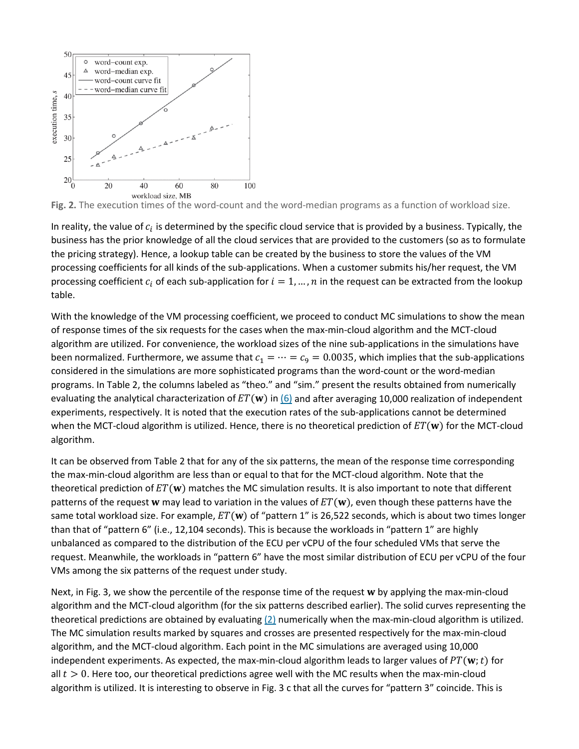Fig. 2. The execution times of the word-count and the word-median programs as a function of workload size.

In reality, the value of $c_i$ is determined by the specific cloud service that is provided by a business. Typically, the business has the prior knowledge of all the cloud services that are provided to the customers (so as to formulate the pricing strategy). Hence, a lookup table can be created by the business to store the values of the VM processing coefficients for all kinds of the sub-applications. When a customer submits his/her request, the VM processing coefficient $c_i$ of each sub-application for $i = 1, \ldots, n$ in the request can be extracted from the lookup table.

With the knowledge of the VM processing coefficient, we proceed to conduct MC simulations to show the mean of response times of the six requests for the cases when the max-min-cloud algorithm and the MCT-cloud algorithm are utilized. For convenience, the workload sizes of the nine sub-applications in the simulations have been normalized. Furthermore, we assume that $c_1 = \cdots = c_9 = 0.0035$, which implies that the sub-applications considered in the simulations are more sophisticated programs than the word-count or the word-median programs. In Table 2, the columns labeled as "theo." and "sim." present the results obtained from numerically evaluating the analytical characterization of $ET(\mathbf{w})$ in (6) and after averaging 10,000 realization of independent experiments, respectively. It is noted that the execution rates of the sub-applications cannot be determined when the MCT-cloud algorithm is utilized. Hence, there is no theoretical prediction of $ET(\mathbf{w})$ for the MCT-cloud algorithm.

It can be observed from Table 2 that for any of the six patterns, the mean of the response time corresponding the max-min-cloud algorithm are less than or equal to that for the MCT-cloud algorithm. Note that the theoretical prediction of $ET(\mathbf{w})$ matches the MC simulation results. It is also important to note that different patterns of the request $\mathbf{w}$ may lead to variation in the values of $ET(\mathbf{w})$, even though these patterns have the same total workload size. For example, $ET(\mathbf{w})$ of "pattern 1" is 26,522 seconds, which is about two times longer than that of "pattern 6" (i.e., 12,104 seconds). This is because the workloads in "pattern 1" are highly unbalanced as compared to the distribution of the ECU per vCPU of the four scheduled VMs that serve the request. Meanwhile, the workloads in "pattern 6" have the most similar distribution of ECU per vCPU of the four VMs among the six patterns of the request under study.

Next, in Fig. 3, we show the percentile of the response time of the request $\mathbf{w}$ by applying the max-min-cloud algorithm and the MCT-cloud algorithm (for the six patterns described earlier). The solid curves representing the theoretical predictions are obtained by evaluating (2) numerically when the max-min-cloud algorithm is utilized. The MC simulation results marked by squares and crosses are presented respectively for the max-min-cloud algorithm, and the MCT-cloud algorithm. Each point in the MC simulations are averaged using 10,000 independent experiments. As expected, the max-min-cloud algorithm leads to larger values of $PT(\mathbf{w}; t)$ for all $t > 0$. Here too, our theoretical predictions agree well with the MC results when the max-min-cloud algorithm is utilized. It is interesting to observe in Fig. 3 c that all the curves for "pattern 3" coincide. This is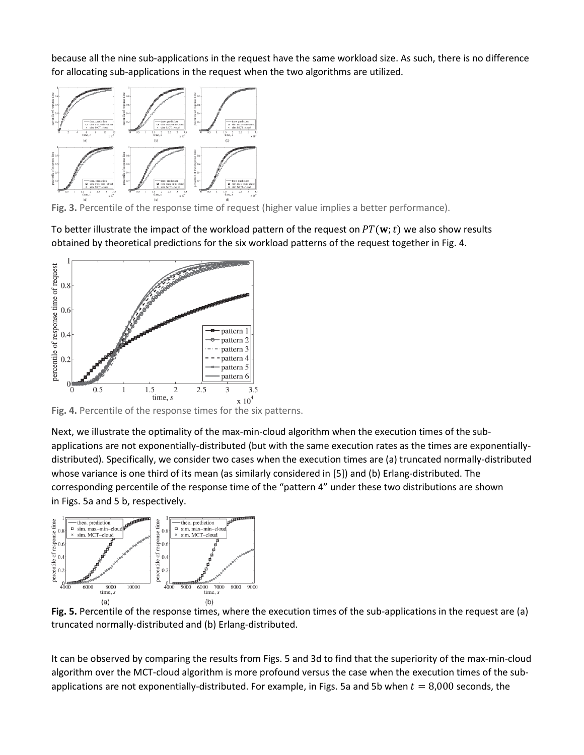because all the nine sub-applications in the request have the same workload size. As such, there is no difference for allocating sub-applications in the request when the two algorithms are utilized.

**Fig. 3.** Percentile of the response time of request (higher value implies a better performance).

To better illustrate the impact of the workload pattern of the request on $PT(\mathbf{w};t)$ we also show results obtained by theoretical predictions for the six workload patterns of the request together in Fig. 4.

**Fig. 4.** Percentile of the response times for the six patterns.

Next, we illustrate the optimality of the max-min-cloud algorithm when the execution times of the sub-applications are not exponentially-distributed (but with the same execution rates as the times are exponentially-distributed). Specifically, we consider two cases when the execution times are (a) truncated normally-distributed whose variance is one third of its mean (as similarly considered in [5]) and (b) Erlang-distributed. The corresponding percentile of the response time of the "pattern 4" under these two distributions are shown in Figs. 5a and 5 b, respectively.

**Fig. 5.** Percentile of the response times, where the execution times of the sub-applications in the request are (a) truncated normally-distributed and (b) Erlang-distributed.

It can be observed by comparing the results from Figs. 5 and 3d to find that the superiority of the max-min-cloud algorithm over the MCT-cloud algorithm is more profound versus the case when the execution times of the sub-applications are not exponentially-distributed. For example, in Figs. 5a and 5b when $t = 8{,}000$ seconds, the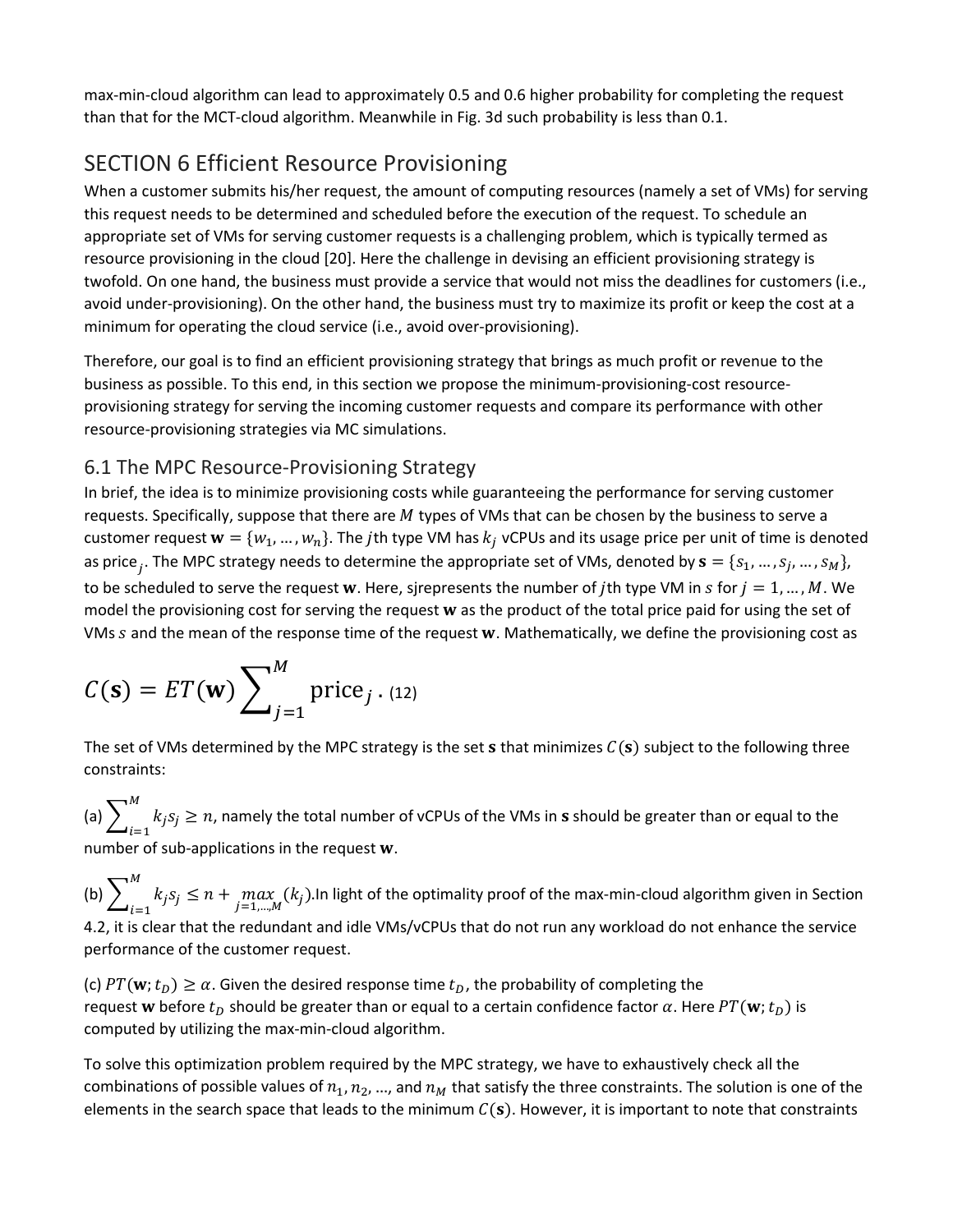max-min-cloud algorithm can lead to approximately 0.5 and 0.6 higher probability for completing the request than that for the MCT-cloud algorithm. Meanwhile in Fig. 3d such probability is less than 0.1.

# SECTION 6 Efficient Resource Provisioning

When a customer submits his/her request, the amount of computing resources (namely a set of VMs) for serving this request needs to be determined and scheduled before the execution of the request. To schedule an appropriate set of VMs for serving customer requests is a challenging problem, which is typically termed as resource provisioning in the cloud [20]. Here the challenge in devising an efficient provisioning strategy is twofold. On one hand, the business must provide a service that would not miss the deadlines for customers (i.e., avoid under-provisioning). On the other hand, the business must try to maximize its profit or keep the cost at a minimum for operating the cloud service (i.e., avoid over-provisioning).

Therefore, our goal is to find an efficient provisioning strategy that brings as much profit or revenue to the business as possible. To this end, in this section we propose the minimum-provisioning-cost resource-provisioning strategy for serving the incoming customer requests and compare its performance with other resource-provisioning strategies via MC simulations.

## 6.1 The MPC Resource-Provisioning Strategy

In brief, the idea is to minimize provisioning costs while guaranteeing the performance for serving customer requests. Specifically, suppose that there are $M$ types of VMs that can be chosen by the business to serve a customer request $\mathbf{w} = \{w_1, \dots, w_n\}$. The $j$th type VM has $k_j$ vCPUs and its usage price per unit of time is denoted as $\text{price}_j$. The MPC strategy needs to determine the appropriate set of VMs, denoted by $\mathbf{s} = \{s_1, \dots, s_j, \dots, s_M\}$, to be scheduled to serve the request $\mathbf{w}$. Here, sjrepresents the number of $j$th type VM in $s$ for $j = 1, \dots, M$. We model the provisioning cost for serving the request $\mathbf{w}$ as the product of the total price paid for using the set of VMs $s$ and the mean of the response time of the request $\mathbf{w}$. Mathematically, we define the provisioning cost as

$$C(\mathbf{s}) = ET(\mathbf{w}) \sum_{j=1}^{M} \text{price}_j \,. \quad (12)$$

The set of VMs determined by the MPC strategy is the set $\mathbf{s}$ that minimizes $C(\mathbf{s})$ subject to the following three constraints:

(a) $\sum_{i=1}^{M} k_j s_j \geq n$, namely the total number of vCPUs of the VMs in $\mathbf{s}$ should be greater than or equal to the number of sub-applications in the request $\mathbf{w}$.

(b) $\sum_{i=1}^{M} k_j s_j \leq n + \max_{j=1,\dots,M}(k_j)$.In light of the optimality proof of the max-min-cloud algorithm given in Section 4.2, it is clear that the redundant and idle VMs/vCPUs that do not run any workload do not enhance the service performance of the customer request.

(c) $PT(\mathbf{w}; t_D) \geq \alpha$. Given the desired response time $t_D$, the probability of completing the request $\mathbf{w}$ before $t_D$ should be greater than or equal to a certain confidence factor $\alpha$. Here $PT(\mathbf{w}; t_D)$ is computed by utilizing the max-min-cloud algorithm.

To solve this optimization problem required by the MPC strategy, we have to exhaustively check all the combinations of possible values of $n_1, n_2, \dots$, and $n_M$ that satisfy the three constraints. The solution is one of the elements in the search space that leads to the minimum $C(\mathbf{s})$. However, it is important to note that constraints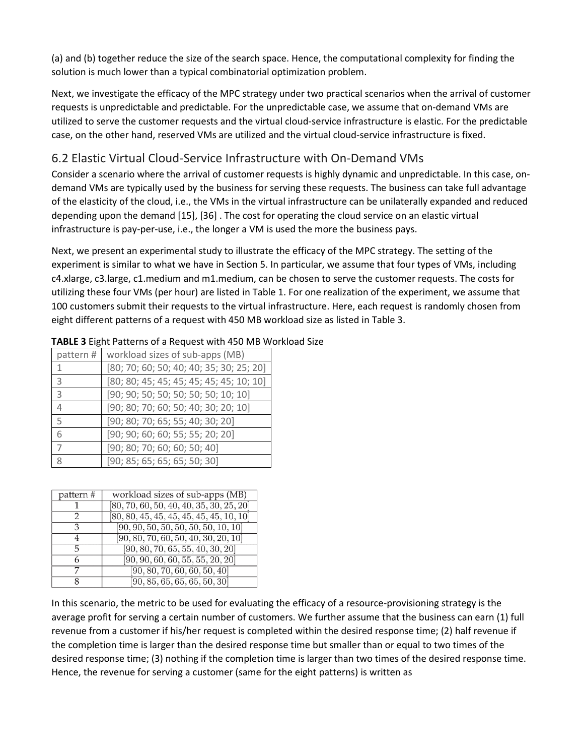(a) and (b) together reduce the size of the search space. Hence, the computational complexity for finding the solution is much lower than a typical combinatorial optimization problem.

Next, we investigate the efficacy of the MPC strategy under two practical scenarios when the arrival of customer requests is unpredictable and predictable. For the unpredictable case, we assume that on-demand VMs are utilized to serve the customer requests and the virtual cloud-service infrastructure is elastic. For the predictable case, on the other hand, reserved VMs are utilized and the virtual cloud-service infrastructure is fixed.

## 6.2 Elastic Virtual Cloud-Service Infrastructure with On-Demand VMs

Consider a scenario where the arrival of customer requests is highly dynamic and unpredictable. In this case, on-demand VMs are typically used by the business for serving these requests. The business can take full advantage of the elasticity of the cloud, i.e., the VMs in the virtual infrastructure can be unilaterally expanded and reduced depending upon the demand [15], [36] . The cost for operating the cloud service on an elastic virtual infrastructure is pay-per-use, i.e., the longer a VM is used the more the business pays.

Next, we present an experimental study to illustrate the efficacy of the MPC strategy. The setting of the experiment is similar to what we have in Section 5. In particular, we assume that four types of VMs, including c4.xlarge, c3.large, c1.medium and m1.medium, can be chosen to serve the customer requests. The costs for utilizing these four VMs (per hour) are listed in Table 1. For one realization of the experiment, we assume that 100 customers submit their requests to the virtual infrastructure. Here, each request is randomly chosen from eight different patterns of a request with 450 MB workload size as listed in Table 3.

**TABLE 3** Eight Patterns of a Request with 450 MB Workload Size

| pattern # | workload sizes of sub-apps (MB) |
|---|---|
| 1 | [80; 70; 60; 50; 40; 40; 35; 30; 25; 20] |
| 3 | [80; 80; 45; 45; 45; 45; 45; 45; 10; 10] |
| 3 | [90; 90; 50; 50; 50; 50; 50; 10; 10] |
| 4 | [90; 80; 70; 60; 50; 40; 30; 20; 10] |
| 5 | [90; 80; 70; 65; 55; 40; 30; 20] |
| 6 | [90; 90; 60; 60; 55; 55; 20; 20] |
| 7 | [90; 80; 70; 60; 60; 50; 40] |
| 8 | [90; 85; 65; 65; 65; 50; 30] |

| pattern # | workload sizes of sub-apps (MB) |
|---|---|
| 1 | [80, 70, 60, 50, 40, 40, 35, 30, 25, 20] |
| 2 | [80, 80, 45, 45, 45, 45, 45, 45, 10, 10] |
| 3 | [90, 90, 50, 50, 50, 50, 50, 10, 10] |
| 4 | [90, 80, 70, 60, 50, 40, 30, 20, 10] |
| 5 | [90, 80, 70, 65, 55, 40, 30, 20] |
| 6 | [90, 90, 60, 60, 55, 55, 20, 20] |
| 7 | [90, 80, 70, 60, 60, 50, 40] |
| 8 | [90, 85, 65, 65, 65, 50, 30] |

In this scenario, the metric to be used for evaluating the efficacy of a resource-provisioning strategy is the average profit for serving a certain number of customers. We further assume that the business can earn (1) full revenue from a customer if his/her request is completed within the desired response time; (2) half revenue if the completion time is larger than the desired response time but smaller than or equal to two times of the desired response time; (3) nothing if the completion time is larger than two times of the desired response time. Hence, the revenue for serving a customer (same for the eight patterns) is written as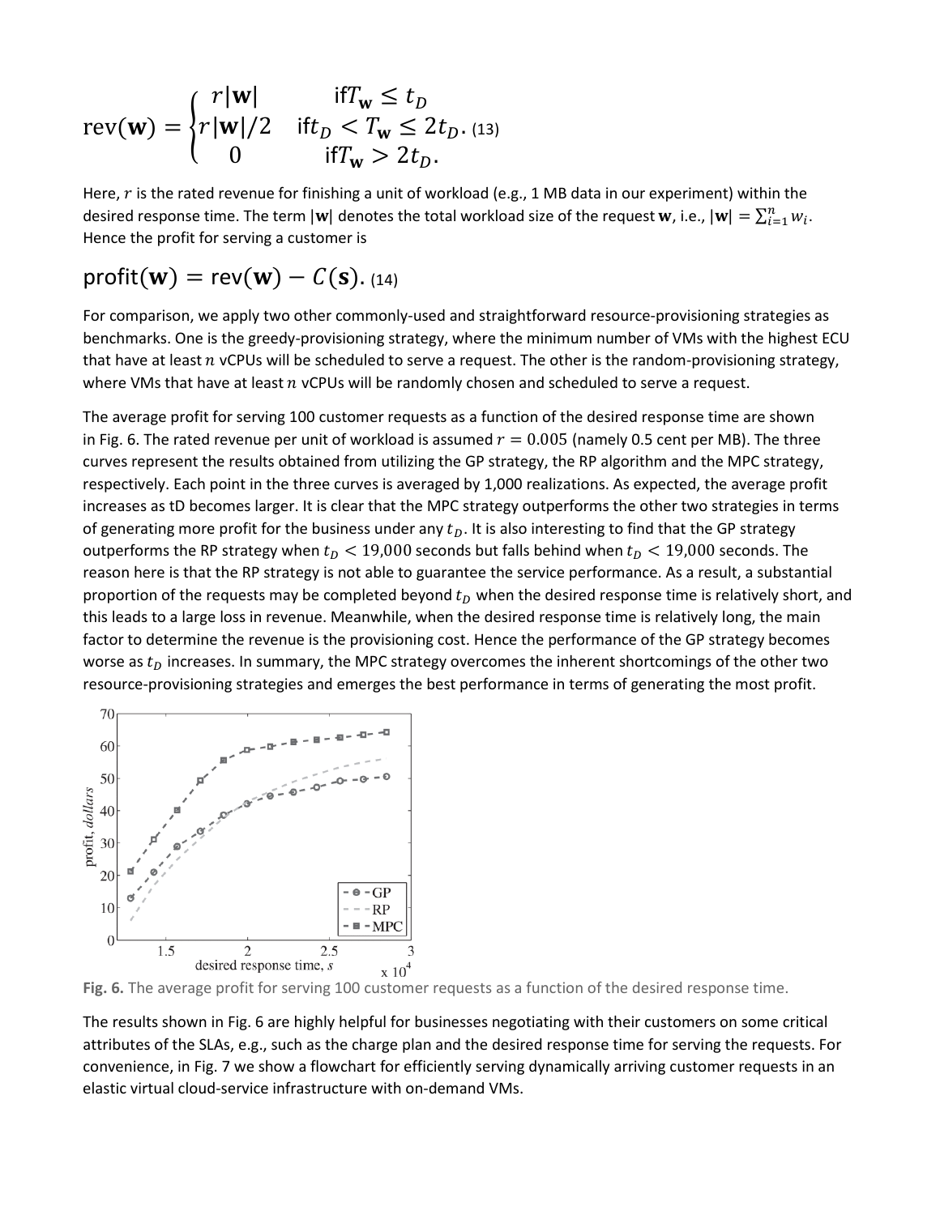$$\mathrm{rev}(\mathbf{w}) = \begin{cases} r|\mathbf{w}| & \text{if} T_{\mathbf{w}} \leq t_D \\ r|\mathbf{w}|/2 & \text{if} t_D < T_{\mathbf{w}} \leq 2t_D. \\ 0 & \text{if} T_{\mathbf{w}} > 2t_D. \end{cases} \quad (13)$$

Here, $r$ is the rated revenue for finishing a unit of workload (e.g., 1 MB data in our experiment) within the desired response time. The term $|\mathbf{w}|$ denotes the total workload size of the request $\mathbf{w}$, i.e., $|\mathbf{w}| = \sum_{i=1}^{n} w_i$. Hence the profit for serving a customer is

$$\mathrm{profit}(\mathbf{w}) = \mathrm{rev}(\mathbf{w}) - C(\mathbf{s}). \quad (14)$$

For comparison, we apply two other commonly-used and straightforward resource-provisioning strategies as benchmarks. One is the greedy-provisioning strategy, where the minimum number of VMs with the highest ECU that have at least $n$ vCPUs will be scheduled to serve a request. The other is the random-provisioning strategy, where VMs that have at least $n$ vCPUs will be randomly chosen and scheduled to serve a request.

The average profit for serving 100 customer requests as a function of the desired response time are shown in Fig. 6. The rated revenue per unit of workload is assumed $r = 0.005$ (namely 0.5 cent per MB). The three curves represent the results obtained from utilizing the GP strategy, the RP algorithm and the MPC strategy, respectively. Each point in the three curves is averaged by 1,000 realizations. As expected, the average profit increases as tD becomes larger. It is clear that the MPC strategy outperforms the other two strategies in terms of generating more profit for the business under any $t_D$. It is also interesting to find that the GP strategy outperforms the RP strategy when $t_D < 19{,}000$ seconds but falls behind when $t_D < 19{,}000$ seconds. The reason here is that the RP strategy is not able to guarantee the service performance. As a result, a substantial proportion of the requests may be completed beyond $t_D$ when the desired response time is relatively short, and this leads to a large loss in revenue. Meanwhile, when the desired response time is relatively long, the main factor to determine the revenue is the provisioning cost. Hence the performance of the GP strategy becomes worse as $t_D$ increases. In summary, the MPC strategy overcomes the inherent shortcomings of the other two resource-provisioning strategies and emerges the best performance in terms of generating the most profit.

**Fig. 6.** The average profit for serving 100 customer requests as a function of the desired response time.

The results shown in Fig. 6 are highly helpful for businesses negotiating with their customers on some critical attributes of the SLAs, e.g., such as the charge plan and the desired response time for serving the requests. For convenience, in Fig. 7 we show a flowchart for efficiently serving dynamically arriving customer requests in an elastic virtual cloud-service infrastructure with on-demand VMs.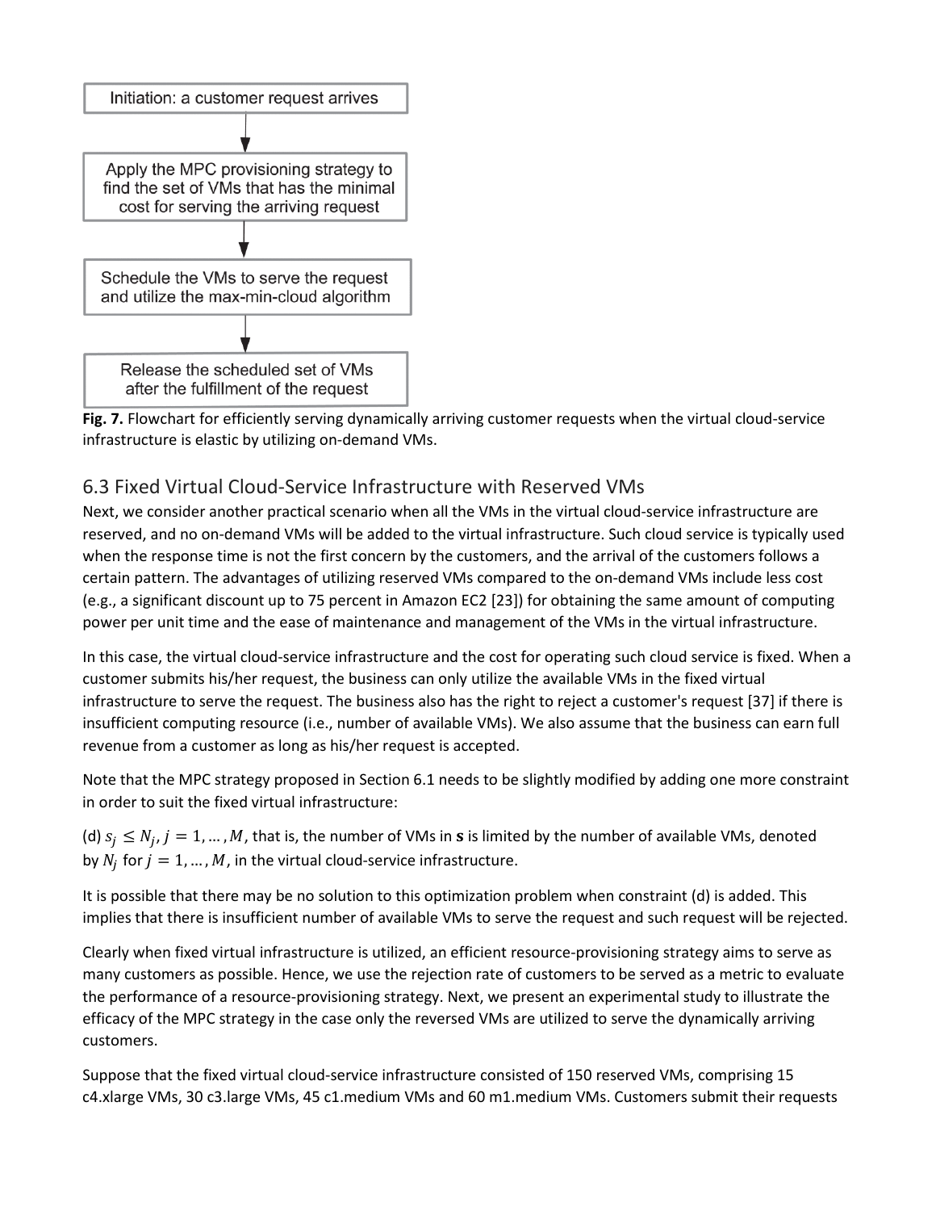Initiation: a customer request arrives

Apply the MPC provisioning strategy to find the set of VMs that has the minimal cost for serving the arriving request

Schedule the VMs to serve the request and utilize the max-min-cloud algorithm

Release the scheduled set of VMs after the fulfillment of the request

**Fig. 7.** Flowchart for efficiently serving dynamically arriving customer requests when the virtual cloud-service infrastructure is elastic by utilizing on-demand VMs.

## 6.3 Fixed Virtual Cloud-Service Infrastructure with Reserved VMs

Next, we consider another practical scenario when all the VMs in the virtual cloud-service infrastructure are reserved, and no on-demand VMs will be added to the virtual infrastructure. Such cloud service is typically used when the response time is not the first concern by the customers, and the arrival of the customers follows a certain pattern. The advantages of utilizing reserved VMs compared to the on-demand VMs include less cost (e.g., a significant discount up to 75 percent in Amazon EC2 [23]) for obtaining the same amount of computing power per unit time and the ease of maintenance and management of the VMs in the virtual infrastructure.

In this case, the virtual cloud-service infrastructure and the cost for operating such cloud service is fixed. When a customer submits his/her request, the business can only utilize the available VMs in the fixed virtual infrastructure to serve the request. The business also has the right to reject a customer's request [37] if there is insufficient computing resource (i.e., number of available VMs). We also assume that the business can earn full revenue from a customer as long as his/her request is accepted.

Note that the MPC strategy proposed in Section 6.1 needs to be slightly modified by adding one more constraint in order to suit the fixed virtual infrastructure:

(d) $s_j \leq N_j, j = 1, \dots, M$, that is, the number of VMs in $\mathbf{s}$ is limited by the number of available VMs, denoted by $N_j$ for $j = 1, \dots, M$, in the virtual cloud-service infrastructure.

It is possible that there may be no solution to this optimization problem when constraint (d) is added. This implies that there is insufficient number of available VMs to serve the request and such request will be rejected.

Clearly when fixed virtual infrastructure is utilized, an efficient resource-provisioning strategy aims to serve as many customers as possible. Hence, we use the rejection rate of customers to be served as a metric to evaluate the performance of a resource-provisioning strategy. Next, we present an experimental study to illustrate the efficacy of the MPC strategy in the case only the reversed VMs are utilized to serve the dynamically arriving customers.

Suppose that the fixed virtual cloud-service infrastructure consisted of 150 reserved VMs, comprising 15 c4.xlarge VMs, 30 c3.large VMs, 45 c1.medium VMs and 60 m1.medium VMs. Customers submit their requests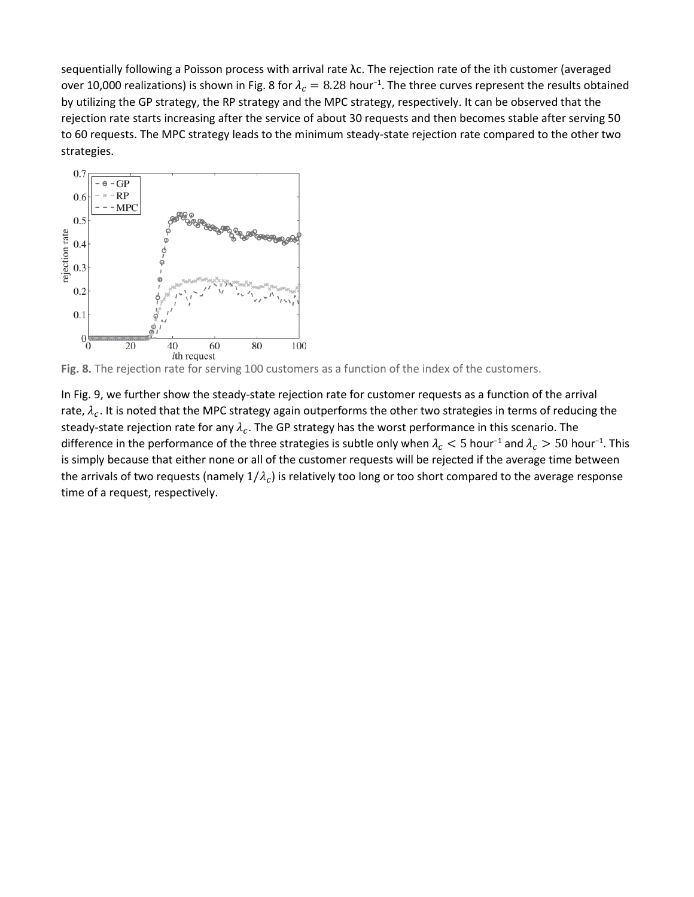sequentially following a Poisson process with arrival rate λc. The rejection rate of the ith customer (averaged over 10,000 realizations) is shown in Fig. 8 for $\lambda_c = 8.28$ hour$^{-1}$. The three curves represent the results obtained by utilizing the GP strategy, the RP strategy and the MPC strategy, respectively. It can be observed that the rejection rate starts increasing after the service of about 30 requests and then becomes stable after serving 50 to 60 requests. The MPC strategy leads to the minimum steady-state rejection rate compared to the other two strategies.

**Fig. 8.** The rejection rate for serving 100 customers as a function of the index of the customers.

In Fig. 9, we further show the steady-state rejection rate for customer requests as a function of the arrival rate, $\lambda_c$. It is noted that the MPC strategy again outperforms the other two strategies in terms of reducing the steady-state rejection rate for any $\lambda_c$. The GP strategy has the worst performance in this scenario. The difference in the performance of the three strategies is subtle only when $\lambda_c < 5$ hour$^{-1}$ and $\lambda_c > 50$ hour$^{-1}$. This is simply because that either none or all of the customer requests will be rejected if the average time between the arrivals of two requests (namely $1/\lambda_c$) is relatively too long or too short compared to the average response time of a request, respectively.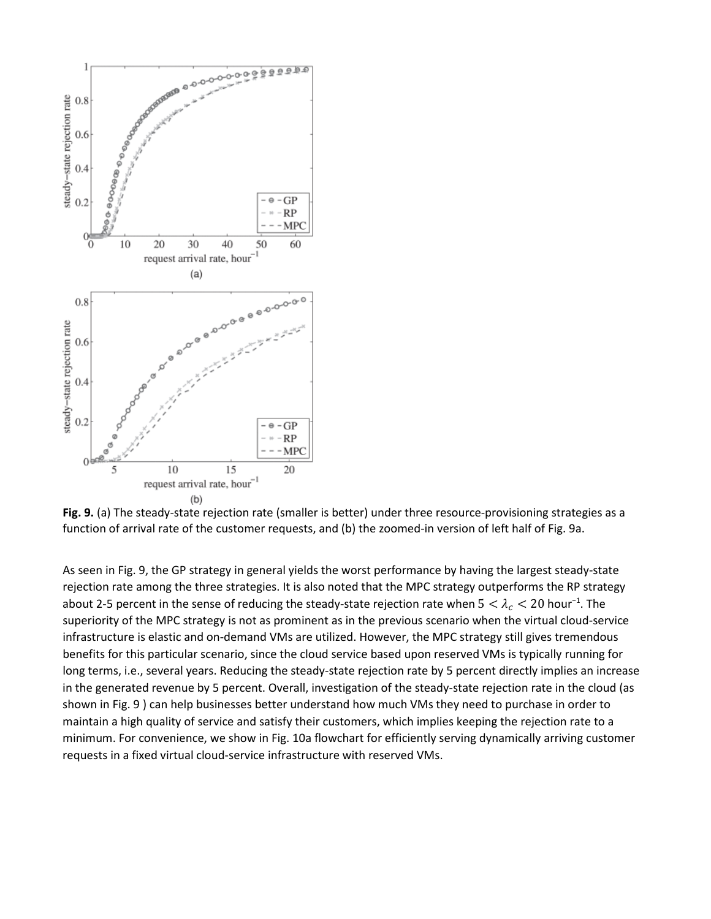**Fig. 9.** (a) The steady-state rejection rate (smaller is better) under three resource-provisioning strategies as a function of arrival rate of the customer requests, and (b) the zoomed-in version of left half of Fig. 9a.

As seen in Fig. 9, the GP strategy in general yields the worst performance by having the largest steady-state rejection rate among the three strategies. It is also noted that the MPC strategy outperforms the RP strategy about 2-5 percent in the sense of reducing the steady-state rejection rate when $5 < \lambda_c < 20$ hour$^{-1}$. The superiority of the MPC strategy is not as prominent as in the previous scenario when the virtual cloud-service infrastructure is elastic and on-demand VMs are utilized. However, the MPC strategy still gives tremendous benefits for this particular scenario, since the cloud service based upon reserved VMs is typically running for long terms, i.e., several years. Reducing the steady-state rejection rate by 5 percent directly implies an increase in the generated revenue by 5 percent. Overall, investigation of the steady-state rejection rate in the cloud (as shown in Fig. 9 ) can help businesses better understand how much VMs they need to purchase in order to maintain a high quality of service and satisfy their customers, which implies keeping the rejection rate to a minimum. For convenience, we show in Fig. 10a flowchart for efficiently serving dynamically arriving customer requests in a fixed virtual cloud-service infrastructure with reserved VMs.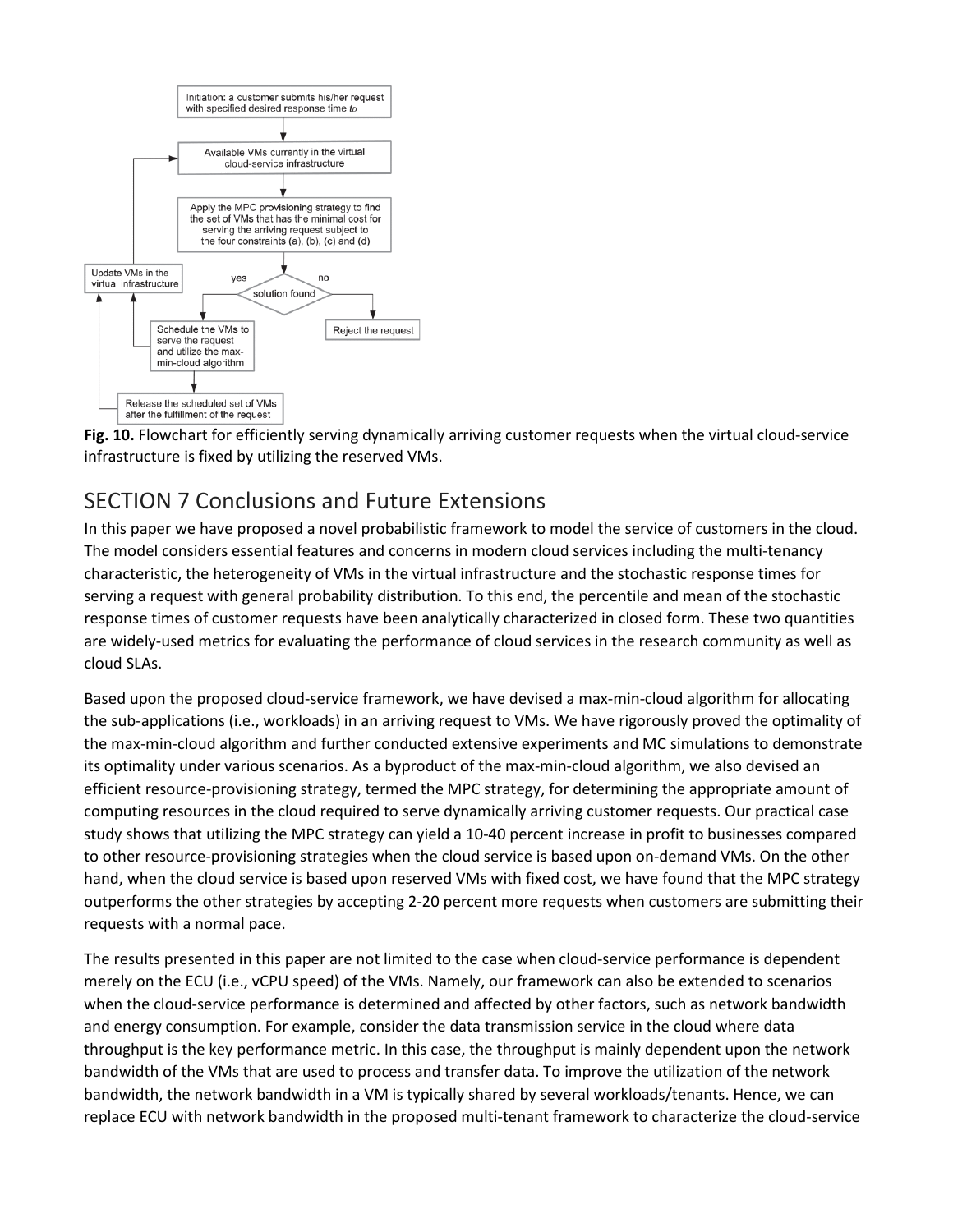Fig. 10. Flowchart for efficiently serving dynamically arriving customer requests when the virtual cloud-service infrastructure is fixed by utilizing the reserved VMs.

## SECTION 7 Conclusions and Future Extensions

In this paper we have proposed a novel probabilistic framework to model the service of customers in the cloud. The model considers essential features and concerns in modern cloud services including the multi-tenancy characteristic, the heterogeneity of VMs in the virtual infrastructure and the stochastic response times for serving a request with general probability distribution. To this end, the percentile and mean of the stochastic response times of customer requests have been analytically characterized in closed form. These two quantities are widely-used metrics for evaluating the performance of cloud services in the research community as well as cloud SLAs.

Based upon the proposed cloud-service framework, we have devised a max-min-cloud algorithm for allocating the sub-applications (i.e., workloads) in an arriving request to VMs. We have rigorously proved the optimality of the max-min-cloud algorithm and further conducted extensive experiments and MC simulations to demonstrate its optimality under various scenarios. As a byproduct of the max-min-cloud algorithm, we also devised an efficient resource-provisioning strategy, termed the MPC strategy, for determining the appropriate amount of computing resources in the cloud required to serve dynamically arriving customer requests. Our practical case study shows that utilizing the MPC strategy can yield a 10-40 percent increase in profit to businesses compared to other resource-provisioning strategies when the cloud service is based upon on-demand VMs. On the other hand, when the cloud service is based upon reserved VMs with fixed cost, we have found that the MPC strategy outperforms the other strategies by accepting 2-20 percent more requests when customers are submitting their requests with a normal pace.

The results presented in this paper are not limited to the case when cloud-service performance is dependent merely on the ECU (i.e., vCPU speed) of the VMs. Namely, our framework can also be extended to scenarios when the cloud-service performance is determined and affected by other factors, such as network bandwidth and energy consumption. For example, consider the data transmission service in the cloud where data throughput is the key performance metric. In this case, the throughput is mainly dependent upon the network bandwidth of the VMs that are used to process and transfer data. To improve the utilization of the network bandwidth, the network bandwidth in a VM is typically shared by several workloads/tenants. Hence, we can replace ECU with network bandwidth in the proposed multi-tenant framework to characterize the cloud-service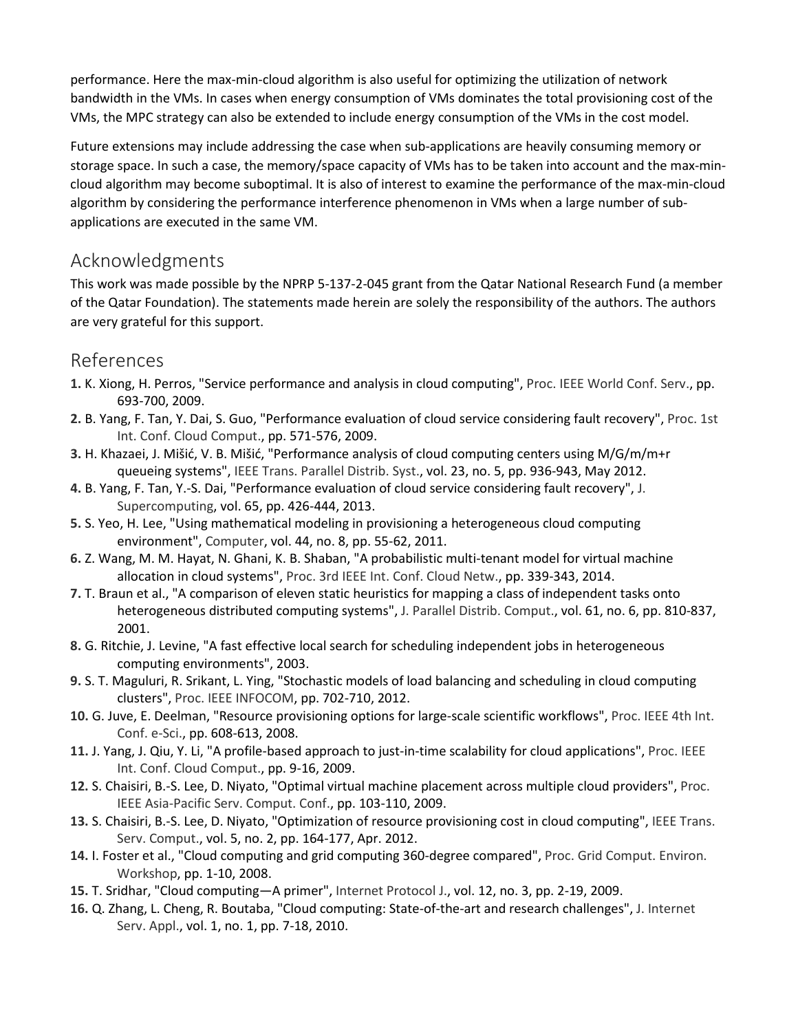performance. Here the max-min-cloud algorithm is also useful for optimizing the utilization of network bandwidth in the VMs. In cases when energy consumption of VMs dominates the total provisioning cost of the VMs, the MPC strategy can also be extended to include energy consumption of the VMs in the cost model.

Future extensions may include addressing the case when sub-applications are heavily consuming memory or storage space. In such a case, the memory/space capacity of VMs has to be taken into account and the max-min-cloud algorithm may become suboptimal. It is also of interest to examine the performance of the max-min-cloud algorithm by considering the performance interference phenomenon in VMs when a large number of sub-applications are executed in the same VM.

## Acknowledgments

This work was made possible by the NPRP 5-137-2-045 grant from the Qatar National Research Fund (a member of the Qatar Foundation). The statements made herein are solely the responsibility of the authors. The authors are very grateful for this support.

## References

**1.** K. Xiong, H. Perros, "Service performance and analysis in cloud computing", Proc. IEEE World Conf. Serv., pp. 693-700, 2009.

**2.** B. Yang, F. Tan, Y. Dai, S. Guo, "Performance evaluation of cloud service considering fault recovery", Proc. 1st Int. Conf. Cloud Comput., pp. 571-576, 2009.

**3.** H. Khazaei, J. Mišić, V. B. Mišić, "Performance analysis of cloud computing centers using M/G/m/m+r queueing systems", IEEE Trans. Parallel Distrib. Syst., vol. 23, no. 5, pp. 936-943, May 2012.

**4.** B. Yang, F. Tan, Y.-S. Dai, "Performance evaluation of cloud service considering fault recovery", J. Supercomputing, vol. 65, pp. 426-444, 2013.

**5.** S. Yeo, H. Lee, "Using mathematical modeling in provisioning a heterogeneous cloud computing environment", Computer, vol. 44, no. 8, pp. 55-62, 2011.

**6.** Z. Wang, M. M. Hayat, N. Ghani, K. B. Shaban, "A probabilistic multi-tenant model for virtual machine allocation in cloud systems", Proc. 3rd IEEE Int. Conf. Cloud Netw., pp. 339-343, 2014.

**7.** T. Braun et al., "A comparison of eleven static heuristics for mapping a class of independent tasks onto heterogeneous distributed computing systems", J. Parallel Distrib. Comput., vol. 61, no. 6, pp. 810-837, 2001.

**8.** G. Ritchie, J. Levine, "A fast effective local search for scheduling independent jobs in heterogeneous computing environments", 2003.

**9.** S. T. Maguluri, R. Srikant, L. Ying, "Stochastic models of load balancing and scheduling in cloud computing clusters", Proc. IEEE INFOCOM, pp. 702-710, 2012.

**10.** G. Juve, E. Deelman, "Resource provisioning options for large-scale scientific workflows", Proc. IEEE 4th Int. Conf. e-Sci., pp. 608-613, 2008.

**11.** J. Yang, J. Qiu, Y. Li, "A profile-based approach to just-in-time scalability for cloud applications", Proc. IEEE Int. Conf. Cloud Comput., pp. 9-16, 2009.

**12.** S. Chaisiri, B.-S. Lee, D. Niyato, "Optimal virtual machine placement across multiple cloud providers", Proc. IEEE Asia-Pacific Serv. Comput. Conf., pp. 103-110, 2009.

**13.** S. Chaisiri, B.-S. Lee, D. Niyato, "Optimization of resource provisioning cost in cloud computing", IEEE Trans. Serv. Comput., vol. 5, no. 2, pp. 164-177, Apr. 2012.

**14.** I. Foster et al., "Cloud computing and grid computing 360-degree compared", Proc. Grid Comput. Environ. Workshop, pp. 1-10, 2008.

**15.** T. Sridhar, "Cloud computing—A primer", Internet Protocol J., vol. 12, no. 3, pp. 2-19, 2009.

**16.** Q. Zhang, L. Cheng, R. Boutaba, "Cloud computing: State-of-the-art and research challenges", J. Internet Serv. Appl., vol. 1, no. 1, pp. 7-18, 2010.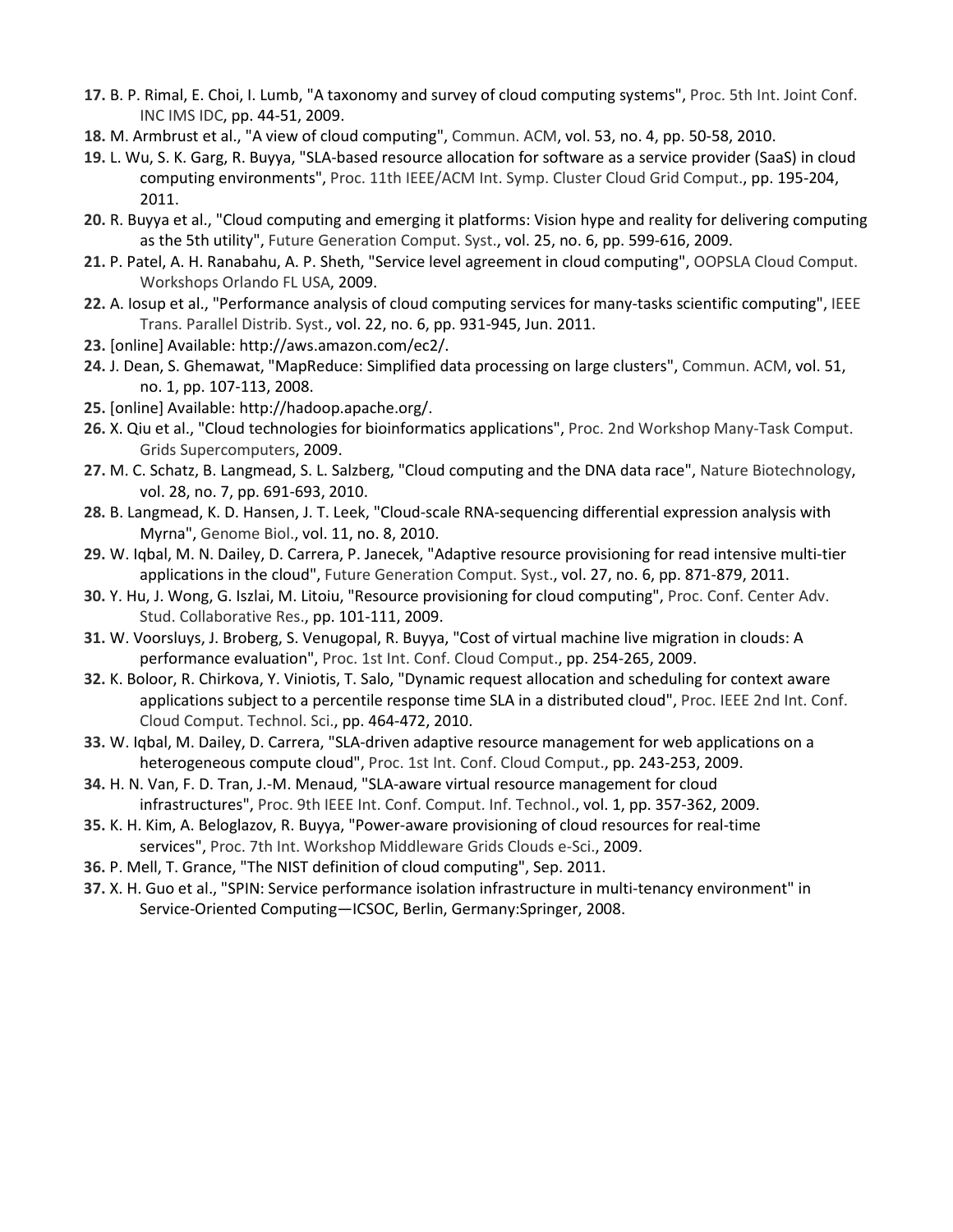**17.** B. P. Rimal, E. Choi, I. Lumb, "A taxonomy and survey of cloud computing systems", Proc. 5th Int. Joint Conf. INC IMS IDC, pp. 44-51, 2009.

**18.** M. Armbrust et al., "A view of cloud computing", Commun. ACM, vol. 53, no. 4, pp. 50-58, 2010.

**19.** L. Wu, S. K. Garg, R. Buyya, "SLA-based resource allocation for software as a service provider (SaaS) in cloud computing environments", Proc. 11th IEEE/ACM Int. Symp. Cluster Cloud Grid Comput., pp. 195-204, 2011.

**20.** R. Buyya et al., "Cloud computing and emerging it platforms: Vision hype and reality for delivering computing as the 5th utility", Future Generation Comput. Syst., vol. 25, no. 6, pp. 599-616, 2009.

**21.** P. Patel, A. H. Ranabahu, A. P. Sheth, "Service level agreement in cloud computing", OOPSLA Cloud Comput. Workshops Orlando FL USA, 2009.

**22.** A. Iosup et al., "Performance analysis of cloud computing services for many-tasks scientific computing", IEEE Trans. Parallel Distrib. Syst., vol. 22, no. 6, pp. 931-945, Jun. 2011.

**23.** [online] Available: http://aws.amazon.com/ec2/.

**24.** J. Dean, S. Ghemawat, "MapReduce: Simplified data processing on large clusters", Commun. ACM, vol. 51, no. 1, pp. 107-113, 2008.

**25.** [online] Available: http://hadoop.apache.org/.

**26.** X. Qiu et al., "Cloud technologies for bioinformatics applications", Proc. 2nd Workshop Many-Task Comput. Grids Supercomputers, 2009.

**27.** M. C. Schatz, B. Langmead, S. L. Salzberg, "Cloud computing and the DNA data race", Nature Biotechnology, vol. 28, no. 7, pp. 691-693, 2010.

**28.** B. Langmead, K. D. Hansen, J. T. Leek, "Cloud-scale RNA-sequencing differential expression analysis with Myrna", Genome Biol., vol. 11, no. 8, 2010.

**29.** W. Iqbal, M. N. Dailey, D. Carrera, P. Janecek, "Adaptive resource provisioning for read intensive multi-tier applications in the cloud", Future Generation Comput. Syst., vol. 27, no. 6, pp. 871-879, 2011.

**30.** Y. Hu, J. Wong, G. Iszlai, M. Litoiu, "Resource provisioning for cloud computing", Proc. Conf. Center Adv. Stud. Collaborative Res., pp. 101-111, 2009.

**31.** W. Voorsluys, J. Broberg, S. Venugopal, R. Buyya, "Cost of virtual machine live migration in clouds: A performance evaluation", Proc. 1st Int. Conf. Cloud Comput., pp. 254-265, 2009.

**32.** K. Boloor, R. Chirkova, Y. Viniotis, T. Salo, "Dynamic request allocation and scheduling for context aware applications subject to a percentile response time SLA in a distributed cloud", Proc. IEEE 2nd Int. Conf. Cloud Comput. Technol. Sci., pp. 464-472, 2010.

**33.** W. Iqbal, M. Dailey, D. Carrera, "SLA-driven adaptive resource management for web applications on a heterogeneous compute cloud", Proc. 1st Int. Conf. Cloud Comput., pp. 243-253, 2009.

**34.** H. N. Van, F. D. Tran, J.-M. Menaud, "SLA-aware virtual resource management for cloud infrastructures", Proc. 9th IEEE Int. Conf. Comput. Inf. Technol., vol. 1, pp. 357-362, 2009.

**35.** K. H. Kim, A. Beloglazov, R. Buyya, "Power-aware provisioning of cloud resources for real-time services", Proc. 7th Int. Workshop Middleware Grids Clouds e-Sci., 2009.

**36.** P. Mell, T. Grance, "The NIST definition of cloud computing", Sep. 2011.

**37.** X. H. Guo et al., "SPIN: Service performance isolation infrastructure in multi-tenancy environment" in Service-Oriented Computing—ICSOC, Berlin, Germany:Springer, 2008.